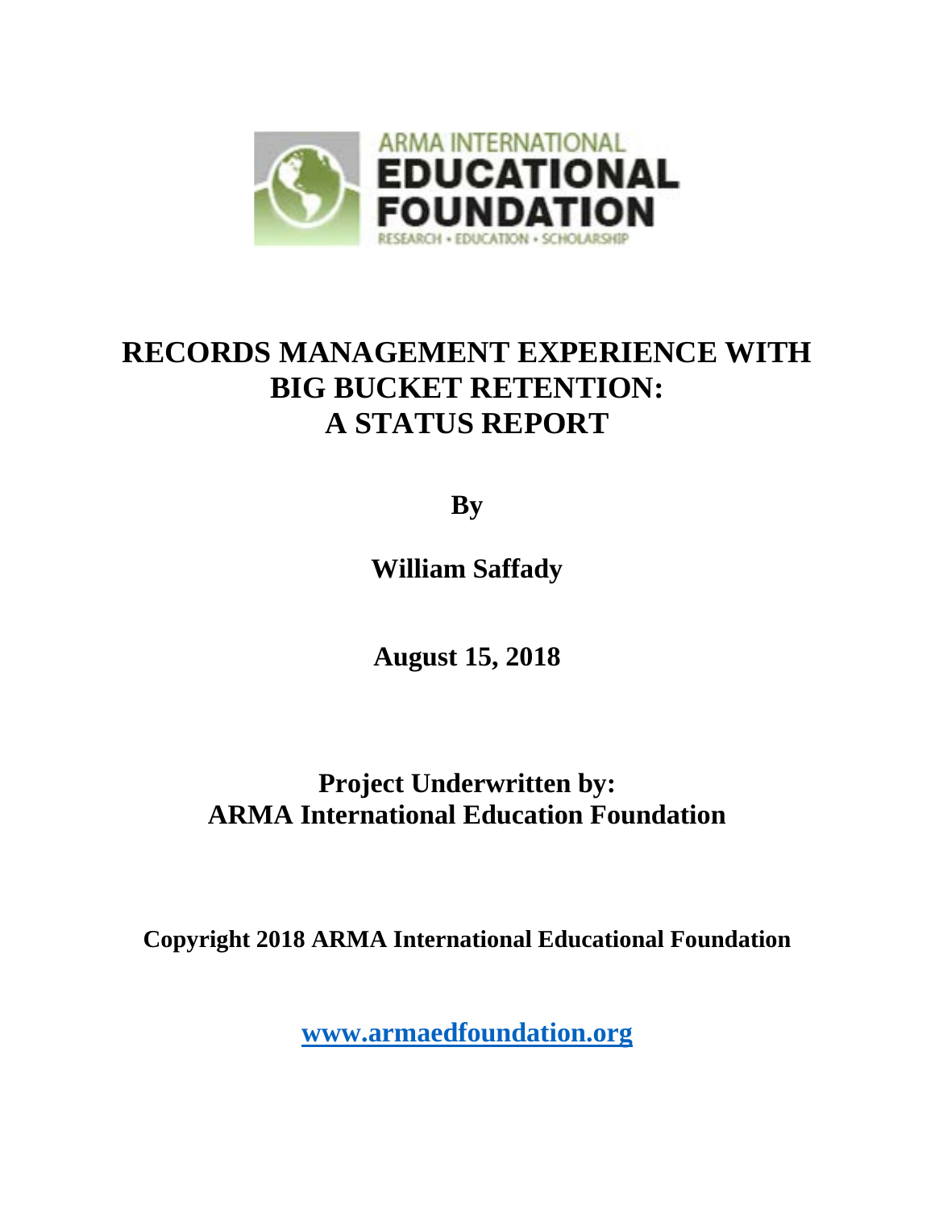ARMA INTERNATIONAL
EDUCATIONAL
FOUNDATION
RESEARCH • EDUCATION • SCHOLARSHIP

# RECORDS MANAGEMENT EXPERIENCE WITH BIG BUCKET RETENTION: A STATUS REPORT

**By**

**William Saffady**

**August 15, 2018**

**Project Underwritten by:**
**ARMA International Education Foundation**

**Copyright 2018 ARMA International Educational Foundation**

**www.armaedfoundation.org**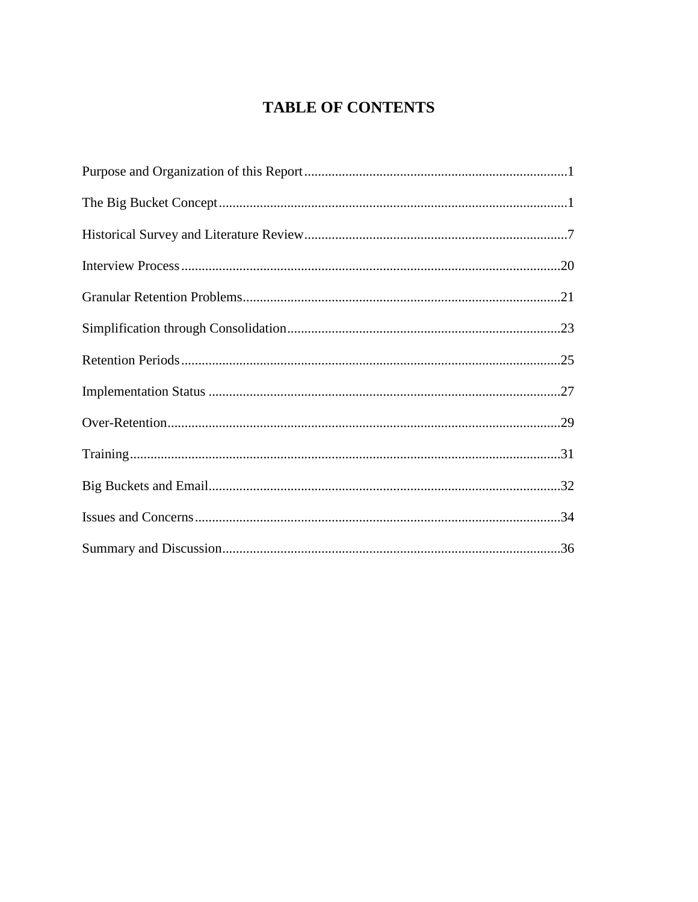# TABLE OF CONTENTS

Purpose and Organization of this Report.....1

The Big Bucket Concept.....1

Historical Survey and Literature Review.....7

Interview Process.....20

Granular Retention Problems.....21

Simplification through Consolidation.....23

Retention Periods.....25

Implementation Status.....27

Over-Retention.....29

Training.....31

Big Buckets and Email.....32

Issues and Concerns.....34

Summary and Discussion.....36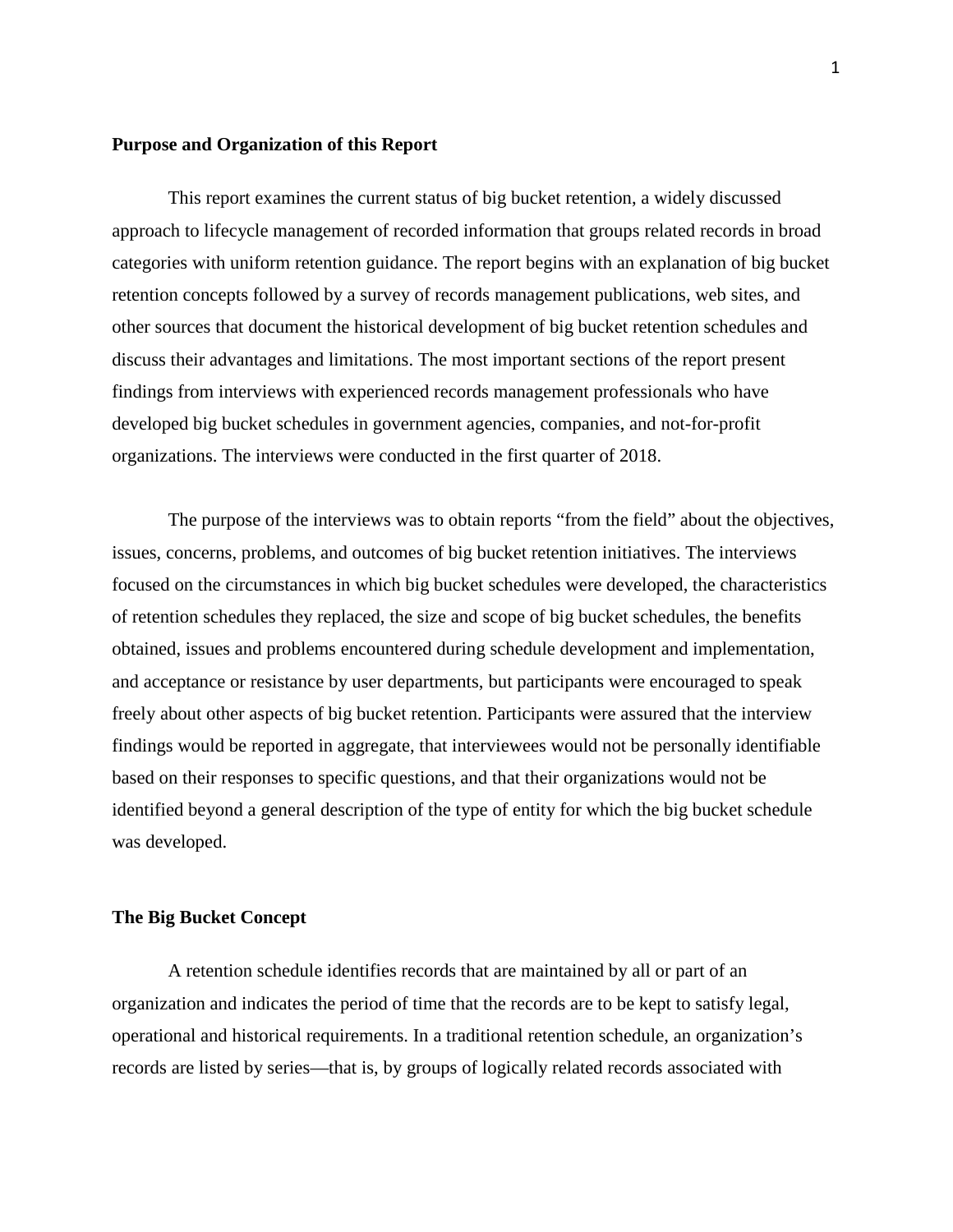## Purpose and Organization of this Report

This report examines the current status of big bucket retention, a widely discussed approach to lifecycle management of recorded information that groups related records in broad categories with uniform retention guidance. The report begins with an explanation of big bucket retention concepts followed by a survey of records management publications, web sites, and other sources that document the historical development of big bucket retention schedules and discuss their advantages and limitations. The most important sections of the report present findings from interviews with experienced records management professionals who have developed big bucket schedules in government agencies, companies, and not-for-profit organizations. The interviews were conducted in the first quarter of 2018.

The purpose of the interviews was to obtain reports "from the field" about the objectives, issues, concerns, problems, and outcomes of big bucket retention initiatives. The interviews focused on the circumstances in which big bucket schedules were developed, the characteristics of retention schedules they replaced, the size and scope of big bucket schedules, the benefits obtained, issues and problems encountered during schedule development and implementation, and acceptance or resistance by user departments, but participants were encouraged to speak freely about other aspects of big bucket retention. Participants were assured that the interview findings would be reported in aggregate, that interviewees would not be personally identifiable based on their responses to specific questions, and that their organizations would not be identified beyond a general description of the type of entity for which the big bucket schedule was developed.

## The Big Bucket Concept

A retention schedule identifies records that are maintained by all or part of an organization and indicates the period of time that the records are to be kept to satisfy legal, operational and historical requirements. In a traditional retention schedule, an organization's records are listed by series—that is, by groups of logically related records associated with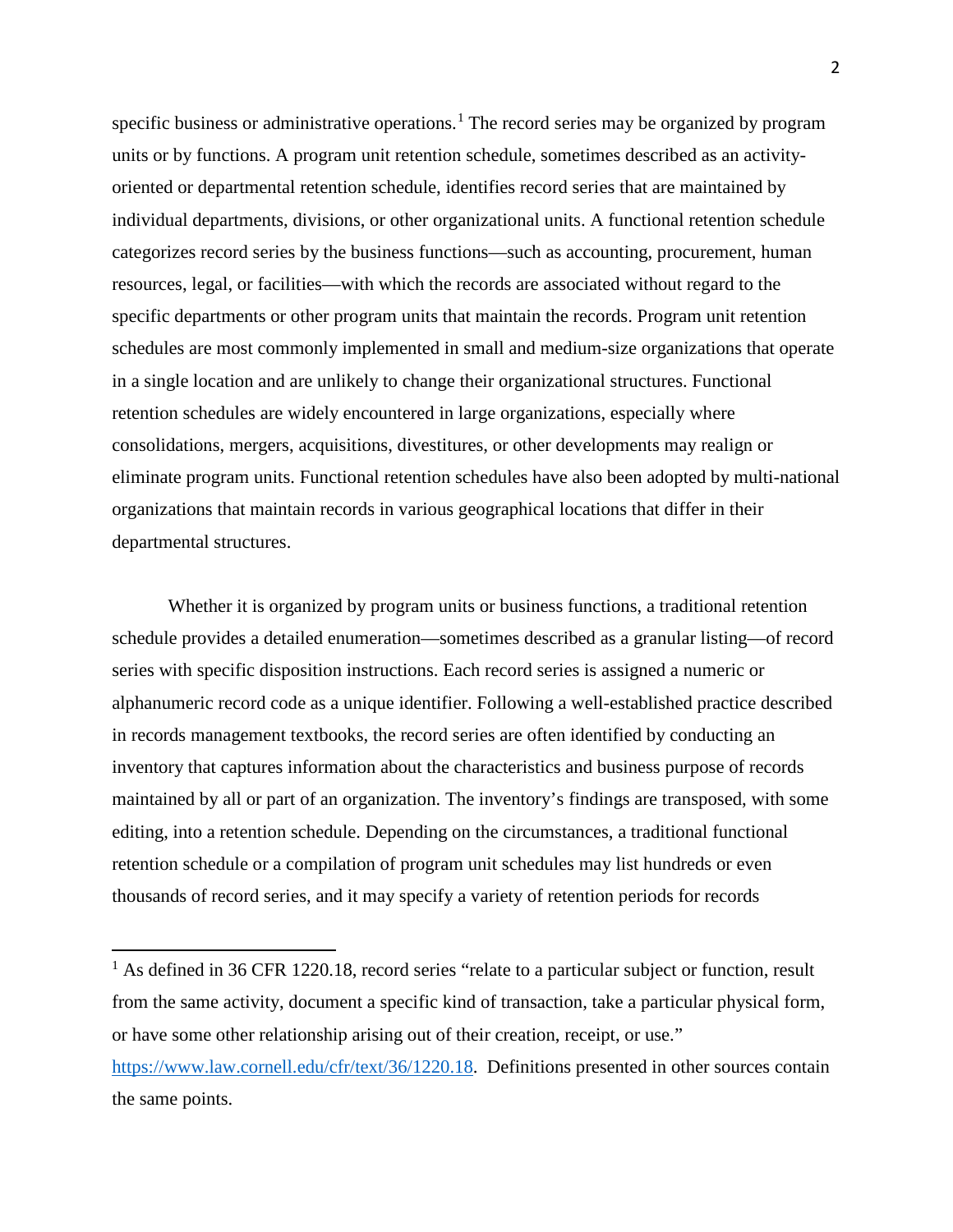specific business or administrative operations.[1] The record series may be organized by program units or by functions. A program unit retention schedule, sometimes described as an activity-oriented or departmental retention schedule, identifies record series that are maintained by individual departments, divisions, or other organizational units. A functional retention schedule categorizes record series by the business functions—such as accounting, procurement, human resources, legal, or facilities—with which the records are associated without regard to the specific departments or other program units that maintain the records. Program unit retention schedules are most commonly implemented in small and medium-size organizations that operate in a single location and are unlikely to change their organizational structures. Functional retention schedules are widely encountered in large organizations, especially where consolidations, mergers, acquisitions, divestitures, or other developments may realign or eliminate program units. Functional retention schedules have also been adopted by multi-national organizations that maintain records in various geographical locations that differ in their departmental structures.

Whether it is organized by program units or business functions, a traditional retention schedule provides a detailed enumeration—sometimes described as a granular listing—of record series with specific disposition instructions. Each record series is assigned a numeric or alphanumeric record code as a unique identifier. Following a well-established practice described in records management textbooks, the record series are often identified by conducting an inventory that captures information about the characteristics and business purpose of records maintained by all or part of an organization. The inventory's findings are transposed, with some editing, into a retention schedule. Depending on the circumstances, a traditional functional retention schedule or a compilation of program unit schedules may list hundreds or even thousands of record series, and it may specify a variety of retention periods for records

[1] As defined in 36 CFR 1220.18, record series "relate to a particular subject or function, result from the same activity, document a specific kind of transaction, take a particular physical form, or have some other relationship arising out of their creation, receipt, or use." https://www.law.cornell.edu/cfr/text/36/1220.18. Definitions presented in other sources contain the same points.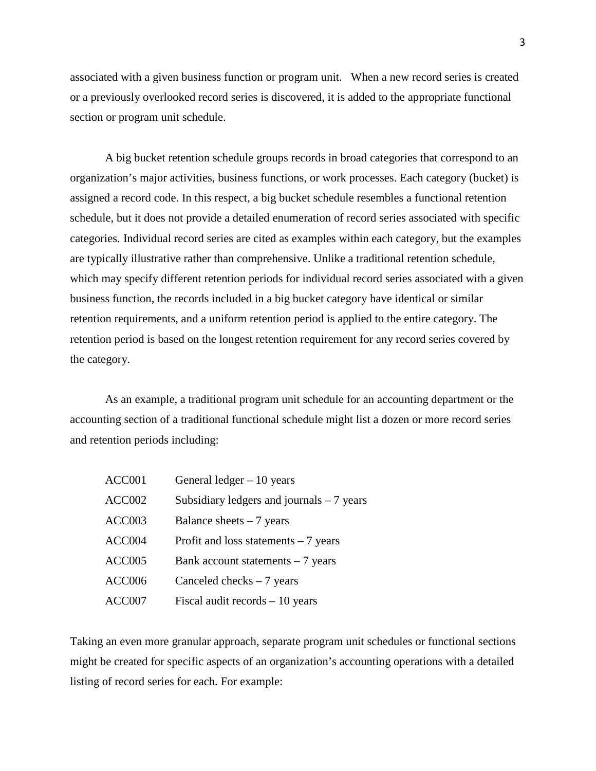associated with a given business function or program unit. When a new record series is created or a previously overlooked record series is discovered, it is added to the appropriate functional section or program unit schedule.

A big bucket retention schedule groups records in broad categories that correspond to an organization's major activities, business functions, or work processes. Each category (bucket) is assigned a record code. In this respect, a big bucket schedule resembles a functional retention schedule, but it does not provide a detailed enumeration of record series associated with specific categories. Individual record series are cited as examples within each category, but the examples are typically illustrative rather than comprehensive. Unlike a traditional retention schedule, which may specify different retention periods for individual record series associated with a given business function, the records included in a big bucket category have identical or similar retention requirements, and a uniform retention period is applied to the entire category. The retention period is based on the longest retention requirement for any record series covered by the category.

As an example, a traditional program unit schedule for an accounting department or the accounting section of a traditional functional schedule might list a dozen or more record series and retention periods including:

ACC001 General ledger – 10 years
ACC002 Subsidiary ledgers and journals – 7 years
ACC003 Balance sheets – 7 years
ACC004 Profit and loss statements – 7 years
ACC005 Bank account statements – 7 years
ACC006 Canceled checks – 7 years
ACC007 Fiscal audit records – 10 years

Taking an even more granular approach, separate program unit schedules or functional sections might be created for specific aspects of an organization's accounting operations with a detailed listing of record series for each. For example: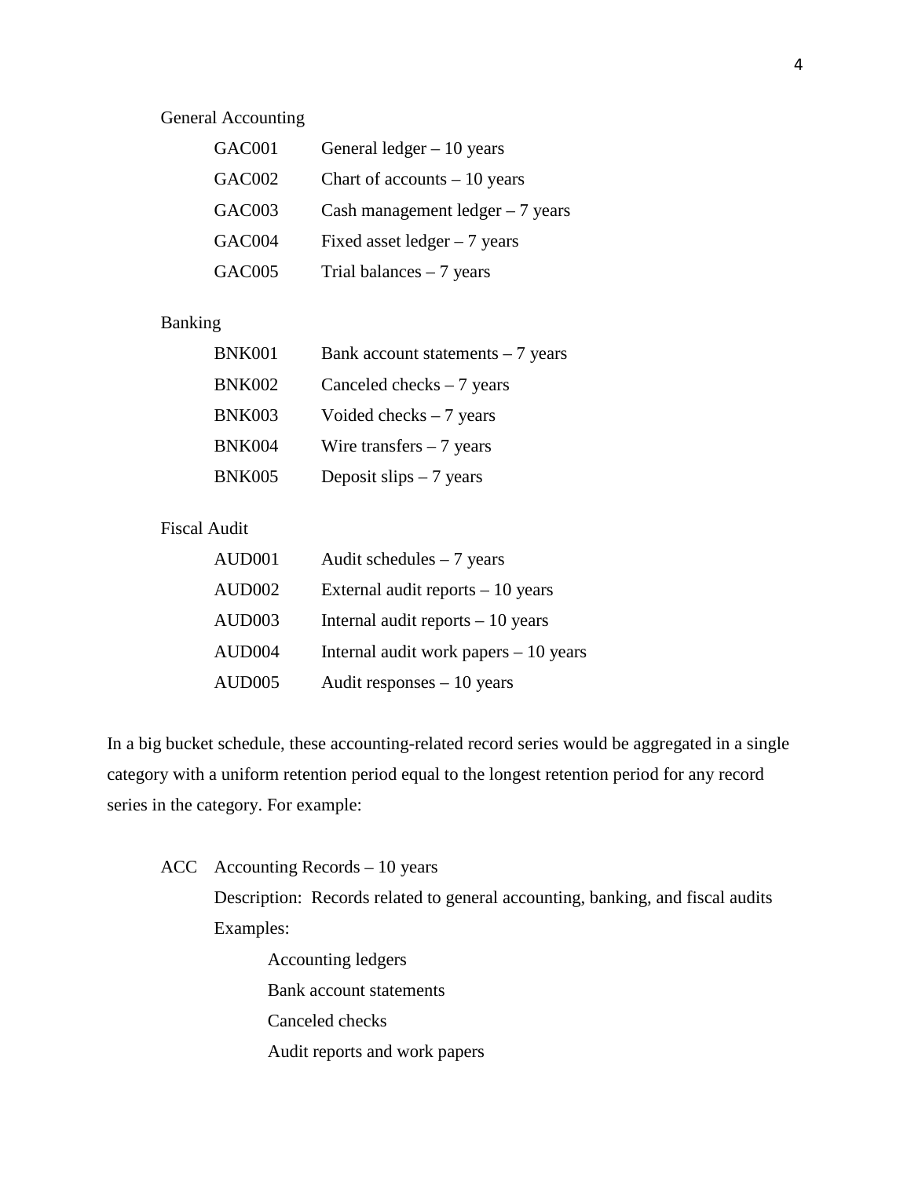General Accounting

| | |
|---|---|
| GAC001 | General ledger – 10 years |
| GAC002 | Chart of accounts – 10 years |
| GAC003 | Cash management ledger – 7 years |
| GAC004 | Fixed asset ledger – 7 years |
| GAC005 | Trial balances – 7 years |

Banking

| | |
|---|---|
| BNK001 | Bank account statements – 7 years |
| BNK002 | Canceled checks – 7 years |
| BNK003 | Voided checks – 7 years |
| BNK004 | Wire transfers – 7 years |
| BNK005 | Deposit slips – 7 years |

Fiscal Audit

| | |
|---|---|
| AUD001 | Audit schedules – 7 years |
| AUD002 | External audit reports – 10 years |
| AUD003 | Internal audit reports – 10 years |
| AUD004 | Internal audit work papers – 10 years |
| AUD005 | Audit responses – 10 years |

In a big bucket schedule, these accounting-related record series would be aggregated in a single category with a uniform retention period equal to the longest retention period for any record series in the category. For example:

ACC Accounting Records – 10 years

Description: Records related to general accounting, banking, and fiscal audits

Examples:

- Accounting ledgers
- Bank account statements
- Canceled checks
- Audit reports and work papers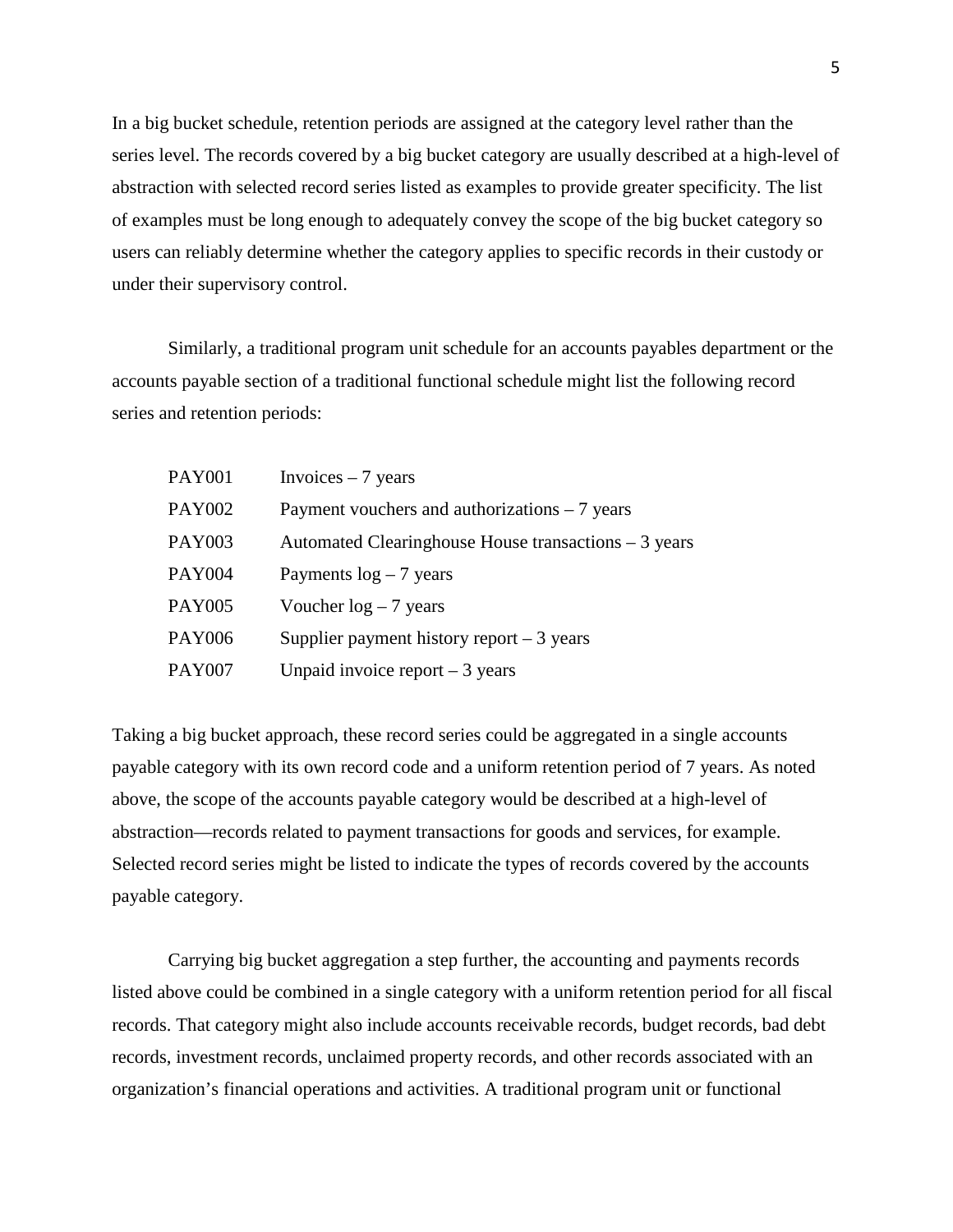In a big bucket schedule, retention periods are assigned at the category level rather than the series level. The records covered by a big bucket category are usually described at a high-level of abstraction with selected record series listed as examples to provide greater specificity. The list of examples must be long enough to adequately convey the scope of the big bucket category so users can reliably determine whether the category applies to specific records in their custody or under their supervisory control.

Similarly, a traditional program unit schedule for an accounts payables department or the accounts payable section of a traditional functional schedule might list the following record series and retention periods:

PAY001 Invoices – 7 years
PAY002 Payment vouchers and authorizations – 7 years
PAY003 Automated Clearinghouse House transactions – 3 years
PAY004 Payments log – 7 years
PAY005 Voucher log – 7 years
PAY006 Supplier payment history report – 3 years
PAY007 Unpaid invoice report – 3 years

Taking a big bucket approach, these record series could be aggregated in a single accounts payable category with its own record code and a uniform retention period of 7 years. As noted above, the scope of the accounts payable category would be described at a high-level of abstraction—records related to payment transactions for goods and services, for example. Selected record series might be listed to indicate the types of records covered by the accounts payable category.

Carrying big bucket aggregation a step further, the accounting and payments records listed above could be combined in a single category with a uniform retention period for all fiscal records. That category might also include accounts receivable records, budget records, bad debt records, investment records, unclaimed property records, and other records associated with an organization's financial operations and activities. A traditional program unit or functional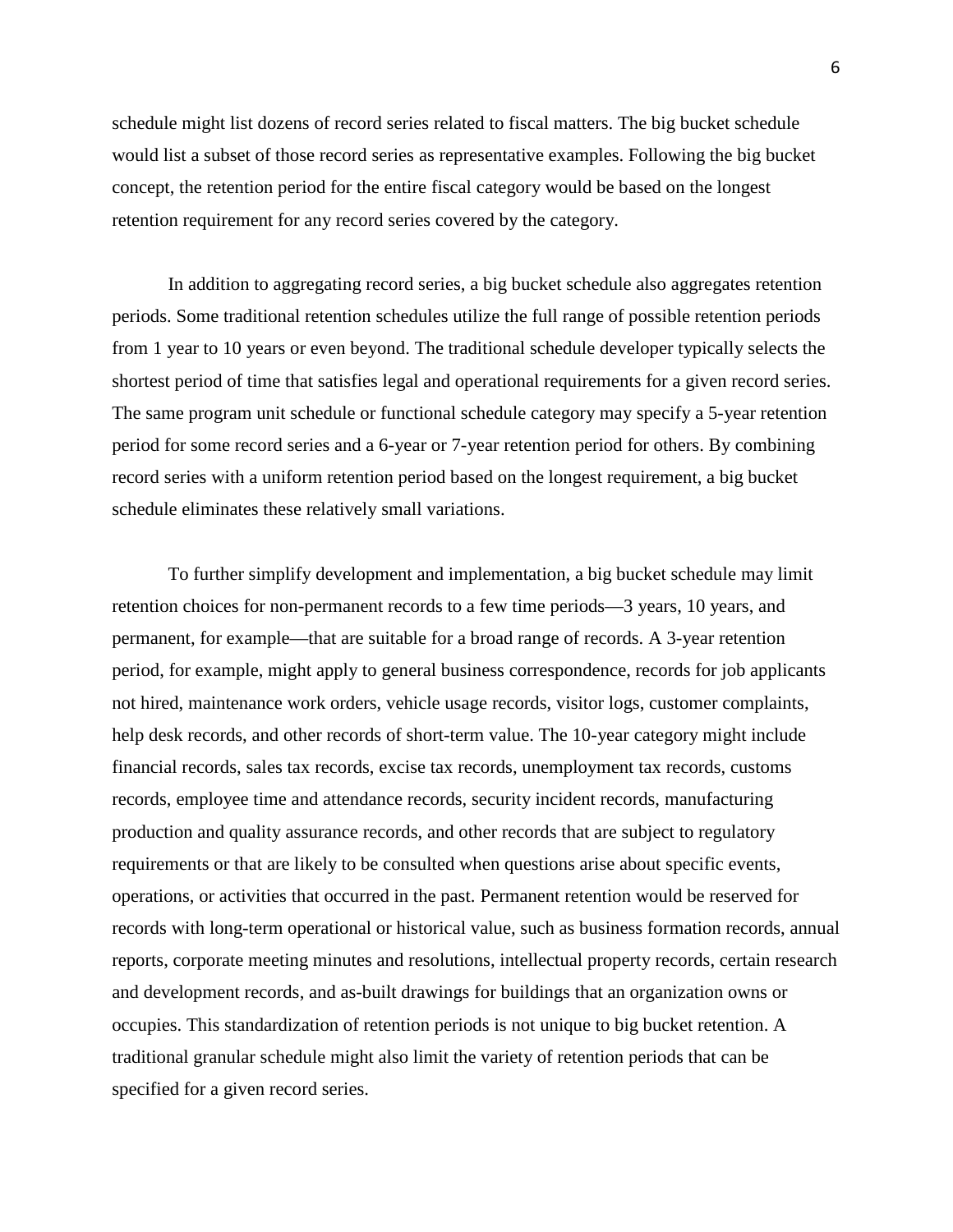schedule might list dozens of record series related to fiscal matters. The big bucket schedule would list a subset of those record series as representative examples. Following the big bucket concept, the retention period for the entire fiscal category would be based on the longest retention requirement for any record series covered by the category.

In addition to aggregating record series, a big bucket schedule also aggregates retention periods. Some traditional retention schedules utilize the full range of possible retention periods from 1 year to 10 years or even beyond. The traditional schedule developer typically selects the shortest period of time that satisfies legal and operational requirements for a given record series. The same program unit schedule or functional schedule category may specify a 5-year retention period for some record series and a 6-year or 7-year retention period for others. By combining record series with a uniform retention period based on the longest requirement, a big bucket schedule eliminates these relatively small variations.

To further simplify development and implementation, a big bucket schedule may limit retention choices for non-permanent records to a few time periods—3 years, 10 years, and permanent, for example—that are suitable for a broad range of records. A 3-year retention period, for example, might apply to general business correspondence, records for job applicants not hired, maintenance work orders, vehicle usage records, visitor logs, customer complaints, help desk records, and other records of short-term value. The 10-year category might include financial records, sales tax records, excise tax records, unemployment tax records, customs records, employee time and attendance records, security incident records, manufacturing production and quality assurance records, and other records that are subject to regulatory requirements or that are likely to be consulted when questions arise about specific events, operations, or activities that occurred in the past. Permanent retention would be reserved for records with long-term operational or historical value, such as business formation records, annual reports, corporate meeting minutes and resolutions, intellectual property records, certain research and development records, and as-built drawings for buildings that an organization owns or occupies. This standardization of retention periods is not unique to big bucket retention. A traditional granular schedule might also limit the variety of retention periods that can be specified for a given record series.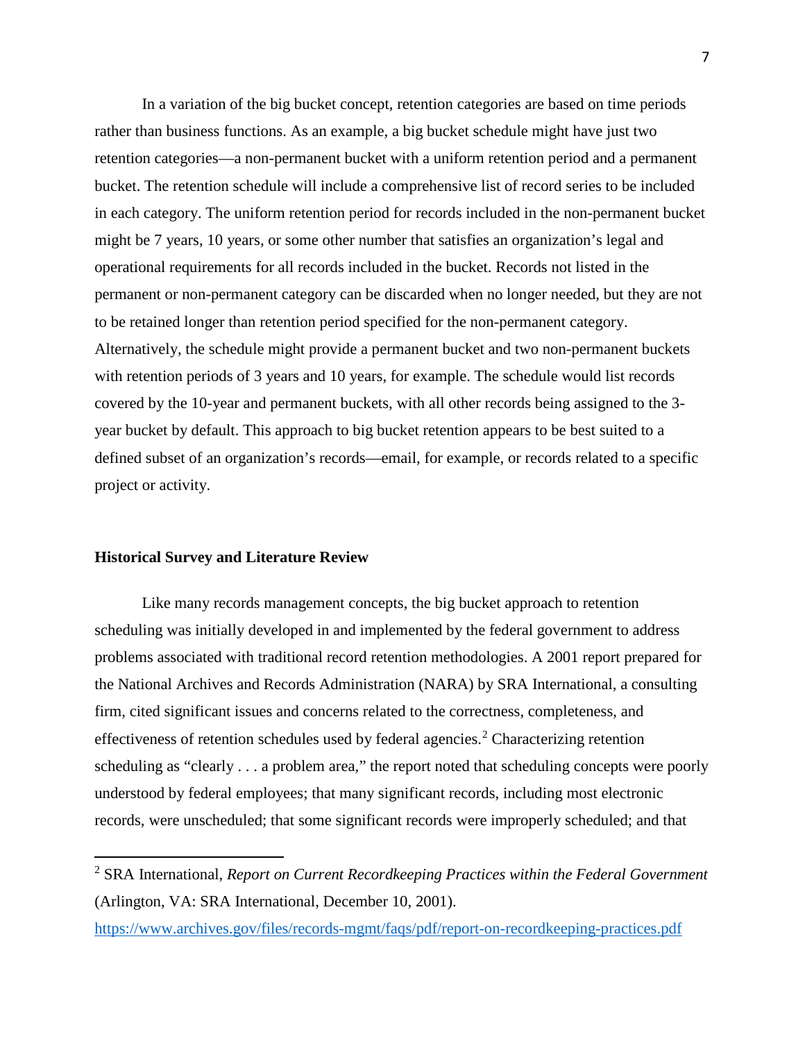In a variation of the big bucket concept, retention categories are based on time periods rather than business functions. As an example, a big bucket schedule might have just two retention categories—a non-permanent bucket with a uniform retention period and a permanent bucket. The retention schedule will include a comprehensive list of record series to be included in each category. The uniform retention period for records included in the non-permanent bucket might be 7 years, 10 years, or some other number that satisfies an organization's legal and operational requirements for all records included in the bucket. Records not listed in the permanent or non-permanent category can be discarded when no longer needed, but they are not to be retained longer than retention period specified for the non-permanent category. Alternatively, the schedule might provide a permanent bucket and two non-permanent buckets with retention periods of 3 years and 10 years, for example. The schedule would list records covered by the 10-year and permanent buckets, with all other records being assigned to the 3-year bucket by default. This approach to big bucket retention appears to be best suited to a defined subset of an organization's records—email, for example, or records related to a specific project or activity.

**Historical Survey and Literature Review**

Like many records management concepts, the big bucket approach to retention scheduling was initially developed in and implemented by the federal government to address problems associated with traditional record retention methodologies. A 2001 report prepared for the National Archives and Records Administration (NARA) by SRA International, a consulting firm, cited significant issues and concerns related to the correctness, completeness, and effectiveness of retention schedules used by federal agencies.[2] Characterizing retention scheduling as "clearly . . . a problem area," the report noted that scheduling concepts were poorly understood by federal employees; that many significant records, including most electronic records, were unscheduled; that some significant records were improperly scheduled; and that

[2] SRA International, *Report on Current Recordkeeping Practices within the Federal Government* (Arlington, VA: SRA International, December 10, 2001). https://www.archives.gov/files/records-mgmt/faqs/pdf/report-on-recordkeeping-practices.pdf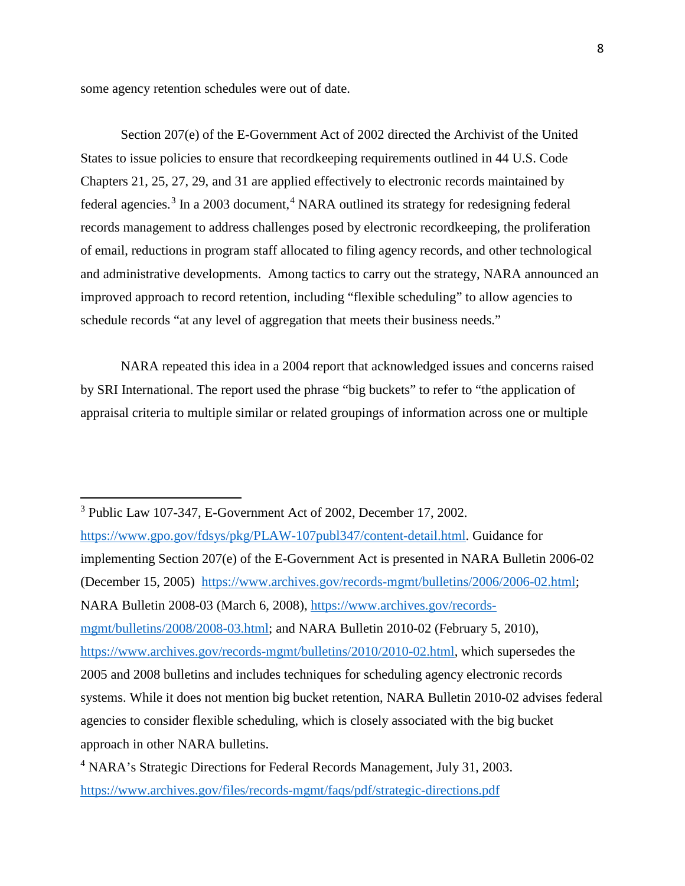some agency retention schedules were out of date.

Section 207(e) of the E-Government Act of 2002 directed the Archivist of the United States to issue policies to ensure that recordkeeping requirements outlined in 44 U.S. Code Chapters 21, 25, 27, 29, and 31 are applied effectively to electronic records maintained by federal agencies.[3] In a 2003 document,[4] NARA outlined its strategy for redesigning federal records management to address challenges posed by electronic recordkeeping, the proliferation of email, reductions in program staff allocated to filing agency records, and other technological and administrative developments. Among tactics to carry out the strategy, NARA announced an improved approach to record retention, including "flexible scheduling" to allow agencies to schedule records "at any level of aggregation that meets their business needs."

NARA repeated this idea in a 2004 report that acknowledged issues and concerns raised by SRI International. The report used the phrase "big buckets" to refer to "the application of appraisal criteria to multiple similar or related groupings of information across one or multiple

---

[3] Public Law 107-347, E-Government Act of 2002, December 17, 2002. https://www.gpo.gov/fdsys/pkg/PLAW-107publ347/content-detail.html. Guidance for implementing Section 207(e) of the E-Government Act is presented in NARA Bulletin 2006-02 (December 15, 2005) https://www.archives.gov/records-mgmt/bulletins/2006/2006-02.html; NARA Bulletin 2008-03 (March 6, 2008), https://www.archives.gov/records-mgmt/bulletins/2008/2008-03.html; and NARA Bulletin 2010-02 (February 5, 2010), https://www.archives.gov/records-mgmt/bulletins/2010/2010-02.html, which supersedes the 2005 and 2008 bulletins and includes techniques for scheduling agency electronic records systems. While it does not mention big bucket retention, NARA Bulletin 2010-02 advises federal agencies to consider flexible scheduling, which is closely associated with the big bucket approach in other NARA bulletins.

[4] NARA's Strategic Directions for Federal Records Management, July 31, 2003. https://www.archives.gov/files/records-mgmt/faqs/pdf/strategic-directions.pdf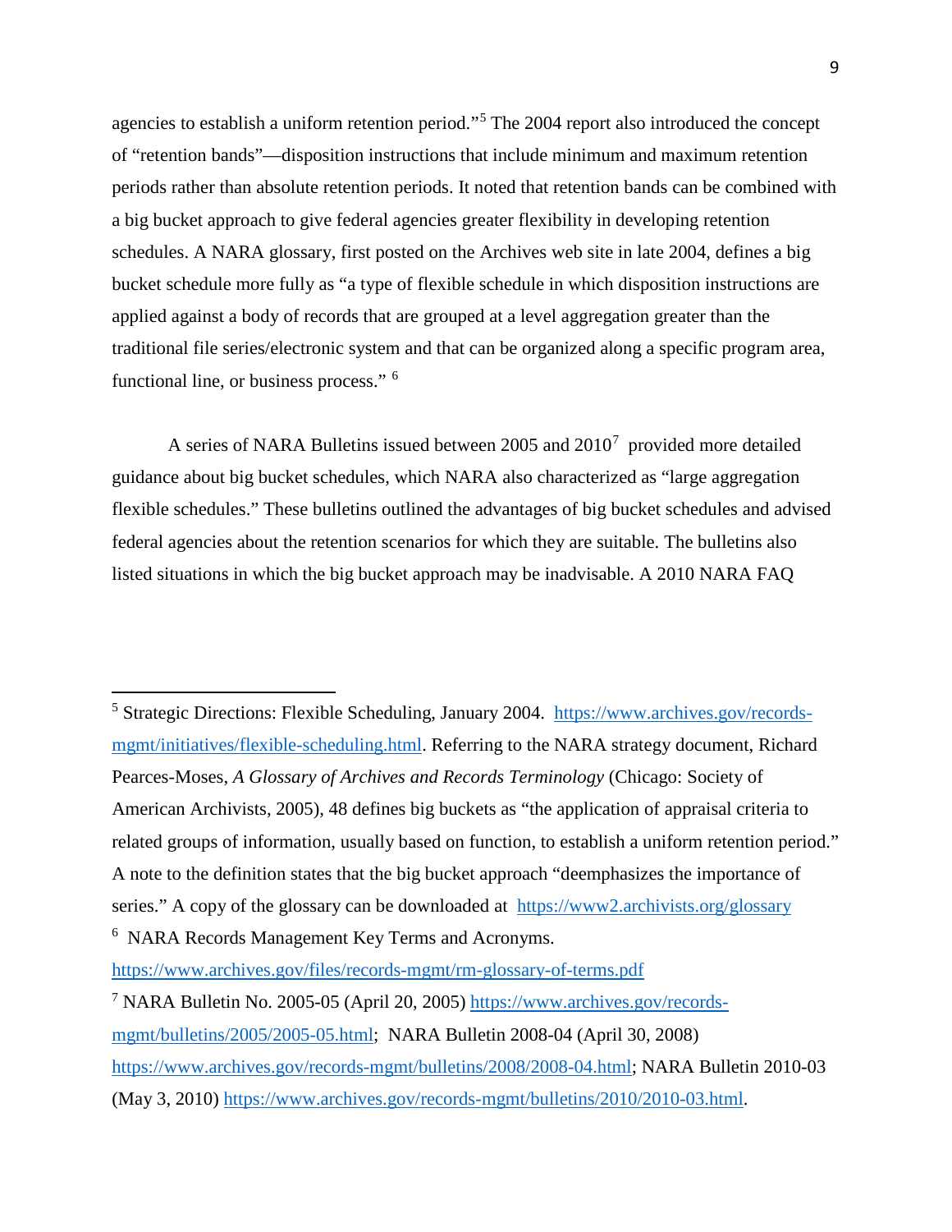agencies to establish a uniform retention period."[5] The 2004 report also introduced the concept of "retention bands"—disposition instructions that include minimum and maximum retention periods rather than absolute retention periods. It noted that retention bands can be combined with a big bucket approach to give federal agencies greater flexibility in developing retention schedules. A NARA glossary, first posted on the Archives web site in late 2004, defines a big bucket schedule more fully as "a type of flexible schedule in which disposition instructions are applied against a body of records that are grouped at a level aggregation greater than the traditional file series/electronic system and that can be organized along a specific program area, functional line, or business process." [6]

A series of NARA Bulletins issued between 2005 and 2010[7] provided more detailed guidance about big bucket schedules, which NARA also characterized as "large aggregation flexible schedules." These bulletins outlined the advantages of big bucket schedules and advised federal agencies about the retention scenarios for which they are suitable. The bulletins also listed situations in which the big bucket approach may be inadvisable. A 2010 NARA FAQ

---

[5] Strategic Directions: Flexible Scheduling, January 2004. https://www.archives.gov/records-mgmt/initiatives/flexible-scheduling.html. Referring to the NARA strategy document, Richard Pearces-Moses, *A Glossary of Archives and Records Terminology* (Chicago: Society of American Archivists, 2005), 48 defines big buckets as "the application of appraisal criteria to related groups of information, usually based on function, to establish a uniform retention period." A note to the definition states that the big bucket approach "deemphasizes the importance of series." A copy of the glossary can be downloaded at https://www2.archivists.org/glossary

[6] NARA Records Management Key Terms and Acronyms. https://www.archives.gov/files/records-mgmt/rm-glossary-of-terms.pdf

[7] NARA Bulletin No. 2005-05 (April 20, 2005) https://www.archives.gov/records-mgmt/bulletins/2005/2005-05.html; NARA Bulletin 2008-04 (April 30, 2008) https://www.archives.gov/records-mgmt/bulletins/2008/2008-04.html; NARA Bulletin 2010-03 (May 3, 2010) https://www.archives.gov/records-mgmt/bulletins/2010/2010-03.html.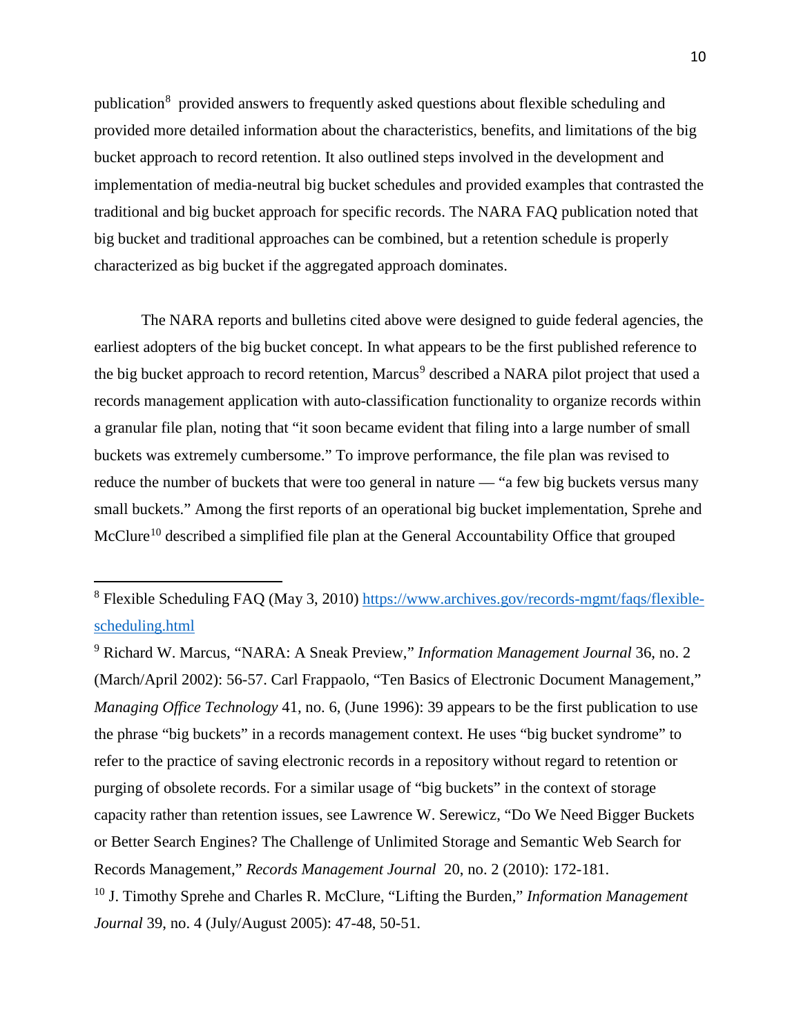publication[8] provided answers to frequently asked questions about flexible scheduling and provided more detailed information about the characteristics, benefits, and limitations of the big bucket approach to record retention. It also outlined steps involved in the development and implementation of media-neutral big bucket schedules and provided examples that contrasted the traditional and big bucket approach for specific records. The NARA FAQ publication noted that big bucket and traditional approaches can be combined, but a retention schedule is properly characterized as big bucket if the aggregated approach dominates.

The NARA reports and bulletins cited above were designed to guide federal agencies, the earliest adopters of the big bucket concept. In what appears to be the first published reference to the big bucket approach to record retention, Marcus[9] described a NARA pilot project that used a records management application with auto-classification functionality to organize records within a granular file plan, noting that "it soon became evident that filing into a large number of small buckets was extremely cumbersome." To improve performance, the file plan was revised to reduce the number of buckets that were too general in nature — "a few big buckets versus many small buckets." Among the first reports of an operational big bucket implementation, Sprehe and McClure[10] described a simplified file plan at the General Accountability Office that grouped

---

[8] Flexible Scheduling FAQ (May 3, 2010) [https://www.archives.gov/records-mgmt/faqs/flexible-scheduling.html](https://www.archives.gov/records-mgmt/faqs/flexible-scheduling.html)

[9] Richard W. Marcus, "NARA: A Sneak Preview," *Information Management Journal* 36, no. 2 (March/April 2002): 56-57. Carl Frappaolo, "Ten Basics of Electronic Document Management," *Managing Office Technology* 41, no. 6, (June 1996): 39 appears to be the first publication to use the phrase "big buckets" in a records management context. He uses "big bucket syndrome" to refer to the practice of saving electronic records in a repository without regard to retention or purging of obsolete records. For a similar usage of "big buckets" in the context of storage capacity rather than retention issues, see Lawrence W. Serewicz, "Do We Need Bigger Buckets or Better Search Engines? The Challenge of Unlimited Storage and Semantic Web Search for Records Management," *Records Management Journal* 20, no. 2 (2010): 172-181.

[10] J. Timothy Sprehe and Charles R. McClure, "Lifting the Burden," *Information Management Journal* 39, no. 4 (July/August 2005): 47-48, 50-51.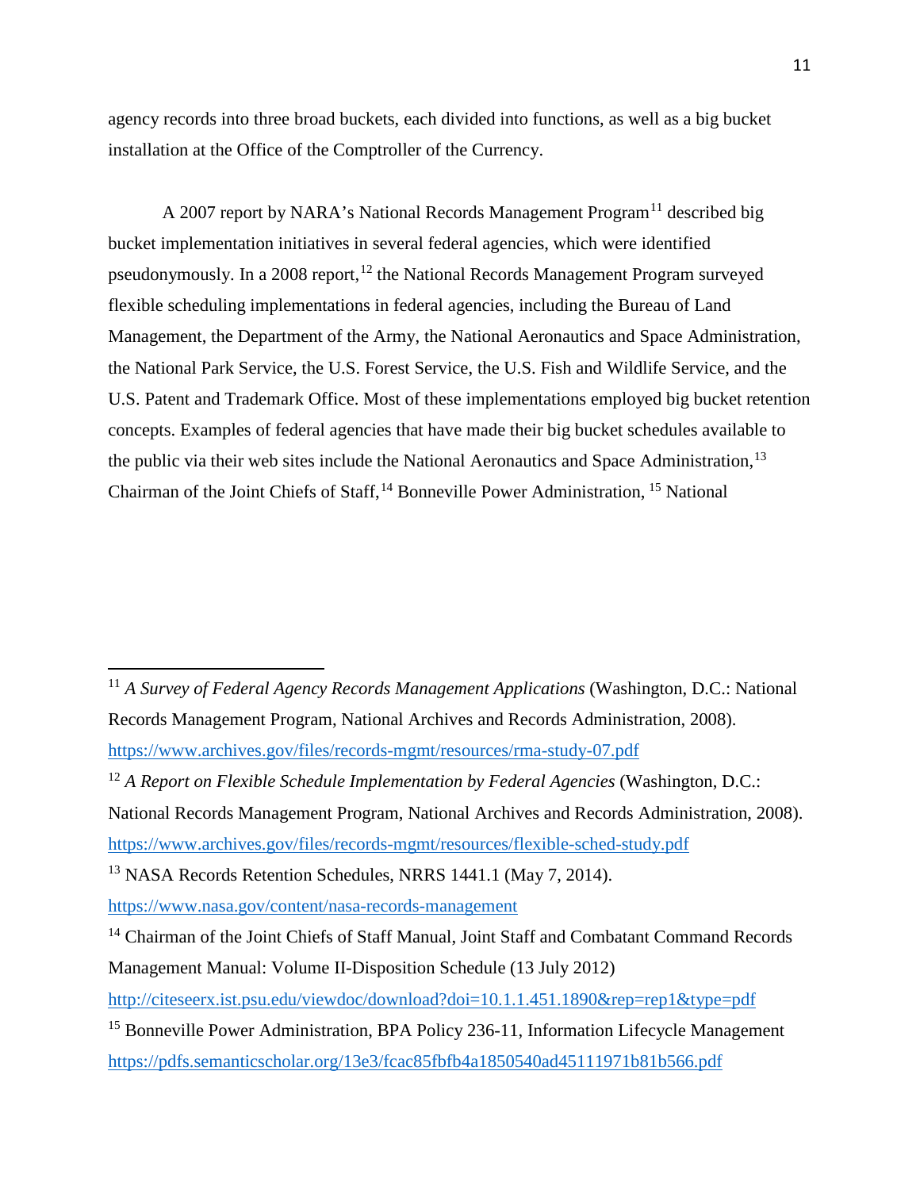agency records into three broad buckets, each divided into functions, as well as a big bucket installation at the Office of the Comptroller of the Currency.

A 2007 report by NARA's National Records Management Program[11] described big bucket implementation initiatives in several federal agencies, which were identified pseudonymously. In a 2008 report,[12] the National Records Management Program surveyed flexible scheduling implementations in federal agencies, including the Bureau of Land Management, the Department of the Army, the National Aeronautics and Space Administration, the National Park Service, the U.S. Forest Service, the U.S. Fish and Wildlife Service, and the U.S. Patent and Trademark Office. Most of these implementations employed big bucket retention concepts. Examples of federal agencies that have made their big bucket schedules available to the public via their web sites include the National Aeronautics and Space Administration,[13] Chairman of the Joint Chiefs of Staff,[14] Bonneville Power Administration,[15] National

---

[11] *A Survey of Federal Agency Records Management Applications* (Washington, D.C.: National Records Management Program, National Archives and Records Administration, 2008). https://www.archives.gov/files/records-mgmt/resources/rma-study-07.pdf

[12] *A Report on Flexible Schedule Implementation by Federal Agencies* (Washington, D.C.: National Records Management Program, National Archives and Records Administration, 2008). https://www.archives.gov/files/records-mgmt/resources/flexible-sched-study.pdf

[13] NASA Records Retention Schedules, NRRS 1441.1 (May 7, 2014). https://www.nasa.gov/content/nasa-records-management

[14] Chairman of the Joint Chiefs of Staff Manual, Joint Staff and Combatant Command Records Management Manual: Volume II-Disposition Schedule (13 July 2012) http://citeseerx.ist.psu.edu/viewdoc/download?doi=10.1.1.451.1890&rep=rep1&type=pdf

[15] Bonneville Power Administration, BPA Policy 236-11, Information Lifecycle Management https://pdfs.semanticscholar.org/13e3/fcac85fbfb4a1850540ad45111971b81b566.pdf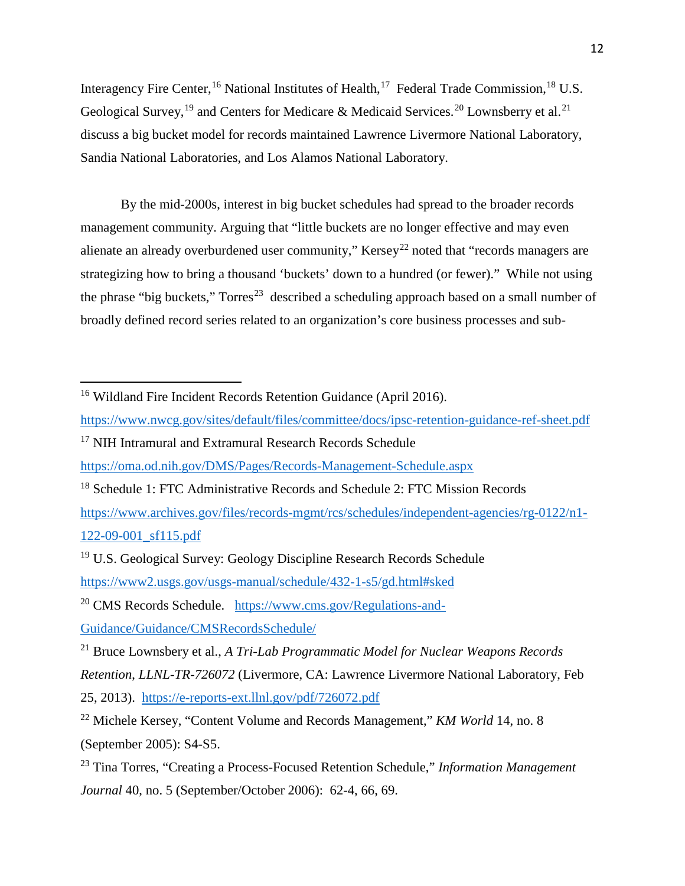Interagency Fire Center,[16] National Institutes of Health,[17] Federal Trade Commission,[18] U.S. Geological Survey,[19] and Centers for Medicare & Medicaid Services.[20] Lownsberry et al.[21] discuss a big bucket model for records maintained Lawrence Livermore National Laboratory, Sandia National Laboratories, and Los Alamos National Laboratory.

By the mid-2000s, interest in big bucket schedules had spread to the broader records management community. Arguing that "little buckets are no longer effective and may even alienate an already overburdened user community," Kersey[22] noted that "records managers are strategizing how to bring a thousand 'buckets' down to a hundred (or fewer)." While not using the phrase "big buckets," Torres[23] described a scheduling approach based on a small number of broadly defined record series related to an organization's core business processes and sub-

---

[16] Wildland Fire Incident Records Retention Guidance (April 2016). https://www.nwcg.gov/sites/default/files/committee/docs/ipsc-retention-guidance-ref-sheet.pdf

[17] NIH Intramural and Extramural Research Records Schedule https://oma.od.nih.gov/DMS/Pages/Records-Management-Schedule.aspx

[18] Schedule 1: FTC Administrative Records and Schedule 2: FTC Mission Records https://www.archives.gov/files/records-mgmt/rcs/schedules/independent-agencies/rg-0122/n1-122-09-001_sf115.pdf

[19] U.S. Geological Survey: Geology Discipline Research Records Schedule https://www2.usgs.gov/usgs-manual/schedule/432-1-s5/gd.html#sked

[20] CMS Records Schedule. https://www.cms.gov/Regulations-and-Guidance/Guidance/CMSRecordsSchedule/

[21] Bruce Lownsbery et al., *A Tri-Lab Programmatic Model for Nuclear Weapons Records Retention, LLNL-TR-726072* (Livermore, CA: Lawrence Livermore National Laboratory, Feb 25, 2013). https://e-reports-ext.llnl.gov/pdf/726072.pdf

[22] Michele Kersey, "Content Volume and Records Management," *KM World* 14, no. 8 (September 2005): S4-S5.

[23] Tina Torres, "Creating a Process-Focused Retention Schedule," *Information Management Journal* 40, no. 5 (September/October 2006): 62-4, 66, 69.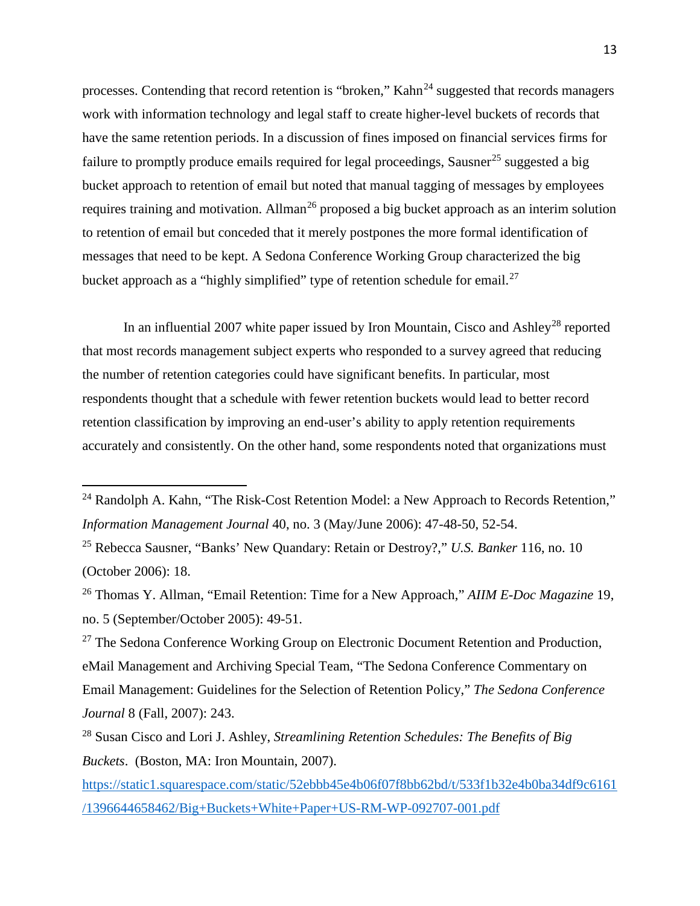processes. Contending that record retention is "broken," Kahn[24] suggested that records managers work with information technology and legal staff to create higher-level buckets of records that have the same retention periods. In a discussion of fines imposed on financial services firms for failure to promptly produce emails required for legal proceedings, Sausner[25] suggested a big bucket approach to retention of email but noted that manual tagging of messages by employees requires training and motivation. Allman[26] proposed a big bucket approach as an interim solution to retention of email but conceded that it merely postpones the more formal identification of messages that need to be kept. A Sedona Conference Working Group characterized the big bucket approach as a "highly simplified" type of retention schedule for email.[27]

In an influential 2007 white paper issued by Iron Mountain, Cisco and Ashley[28] reported that most records management subject experts who responded to a survey agreed that reducing the number of retention categories could have significant benefits. In particular, most respondents thought that a schedule with fewer retention buckets would lead to better record retention classification by improving an end-user's ability to apply retention requirements accurately and consistently. On the other hand, some respondents noted that organizations must

---

[24] Randolph A. Kahn, "The Risk-Cost Retention Model: a New Approach to Records Retention," *Information Management Journal* 40, no. 3 (May/June 2006): 47-48-50, 52-54.

[25] Rebecca Sausner, "Banks' New Quandary: Retain or Destroy?," *U.S. Banker* 116, no. 10 (October 2006): 18.

[26] Thomas Y. Allman, "Email Retention: Time for a New Approach," *AIIM E-Doc Magazine* 19, no. 5 (September/October 2005): 49-51.

[27] The Sedona Conference Working Group on Electronic Document Retention and Production, eMail Management and Archiving Special Team, "The Sedona Conference Commentary on Email Management: Guidelines for the Selection of Retention Policy," *The Sedona Conference Journal* 8 (Fall, 2007): 243.

[28] Susan Cisco and Lori J. Ashley, *Streamlining Retention Schedules: The Benefits of Big Buckets*. (Boston, MA: Iron Mountain, 2007). https://static1.squarespace.com/static/52ebbb45e4b06f07f8bb62bd/t/533f1b32e4b0ba34df9c6161/1396644658462/Big+Buckets+White+Paper+US-RM-WP-092707-001.pdf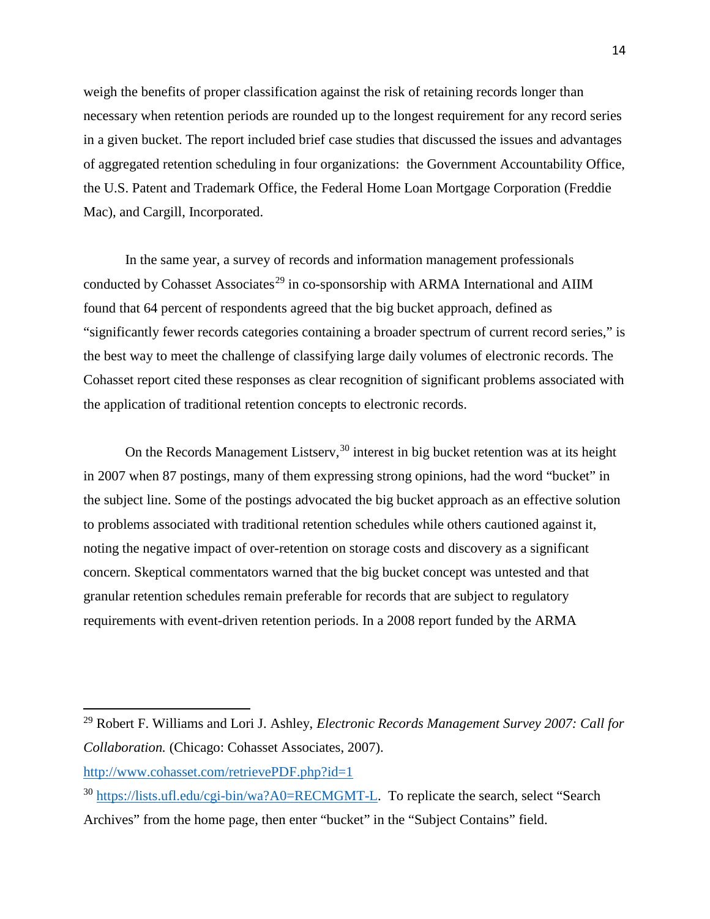weigh the benefits of proper classification against the risk of retaining records longer than necessary when retention periods are rounded up to the longest requirement for any record series in a given bucket. The report included brief case studies that discussed the issues and advantages of aggregated retention scheduling in four organizations: the Government Accountability Office, the U.S. Patent and Trademark Office, the Federal Home Loan Mortgage Corporation (Freddie Mac), and Cargill, Incorporated.

In the same year, a survey of records and information management professionals conducted by Cohasset Associates[29] in co-sponsorship with ARMA International and AIIM found that 64 percent of respondents agreed that the big bucket approach, defined as "significantly fewer records categories containing a broader spectrum of current record series," is the best way to meet the challenge of classifying large daily volumes of electronic records. The Cohasset report cited these responses as clear recognition of significant problems associated with the application of traditional retention concepts to electronic records.

On the Records Management Listserv,[30] interest in big bucket retention was at its height in 2007 when 87 postings, many of them expressing strong opinions, had the word "bucket" in the subject line. Some of the postings advocated the big bucket approach as an effective solution to problems associated with traditional retention schedules while others cautioned against it, noting the negative impact of over-retention on storage costs and discovery as a significant concern. Skeptical commentators warned that the big bucket concept was untested and that granular retention schedules remain preferable for records that are subject to regulatory requirements with event-driven retention periods. In a 2008 report funded by the ARMA

---

[29] Robert F. Williams and Lori J. Ashley, *Electronic Records Management Survey 2007: Call for Collaboration.* (Chicago: Cohasset Associates, 2007). http://www.cohasset.com/retrievePDF.php?id=1

[30] https://lists.ufl.edu/cgi-bin/wa?A0=RECMGMT-L. To replicate the search, select "Search Archives" from the home page, then enter "bucket" in the "Subject Contains" field.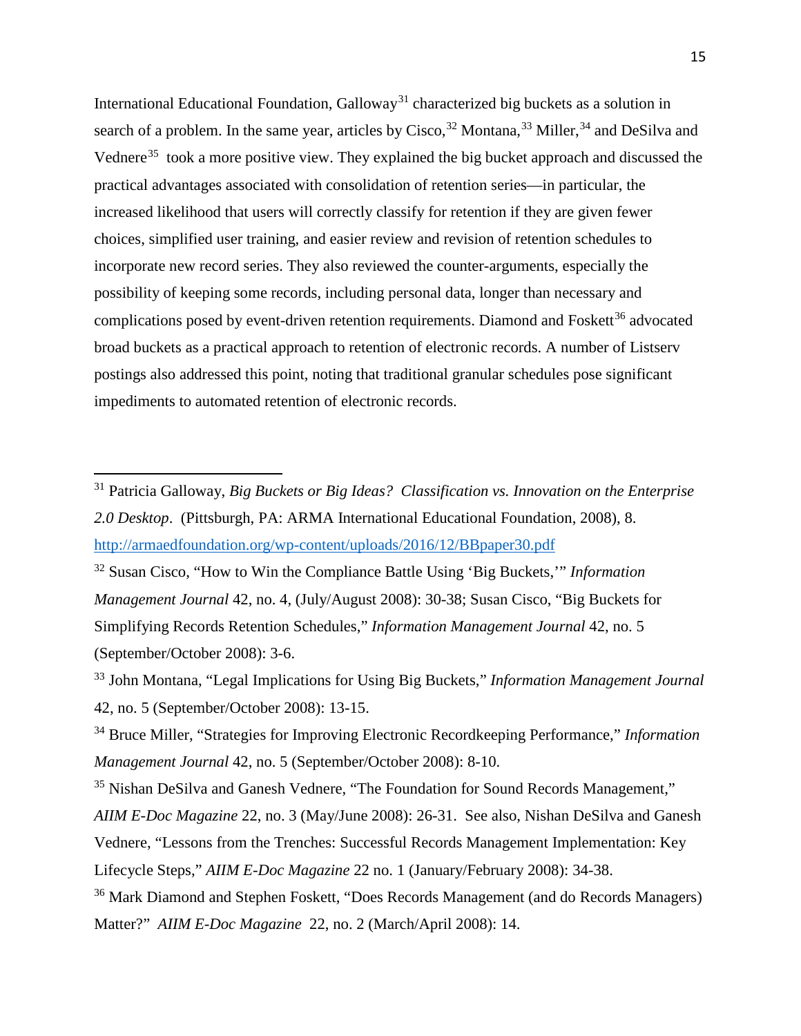International Educational Foundation, Galloway[31] characterized big buckets as a solution in search of a problem. In the same year, articles by Cisco,[32] Montana,[33] Miller,[34] and DeSilva and Vednere[35] took a more positive view. They explained the big bucket approach and discussed the practical advantages associated with consolidation of retention series—in particular, the increased likelihood that users will correctly classify for retention if they are given fewer choices, simplified user training, and easier review and revision of retention schedules to incorporate new record series. They also reviewed the counter-arguments, especially the possibility of keeping some records, including personal data, longer than necessary and complications posed by event-driven retention requirements. Diamond and Foskett[36] advocated broad buckets as a practical approach to retention of electronic records. A number of Listserv postings also addressed this point, noting that traditional granular schedules pose significant impediments to automated retention of electronic records.

---

[31] Patricia Galloway, *Big Buckets or Big Ideas? Classification vs. Innovation on the Enterprise 2.0 Desktop*. (Pittsburgh, PA: ARMA International Educational Foundation, 2008), 8. http://armaedfoundation.org/wp-content/uploads/2016/12/BBpaper30.pdf

[32] Susan Cisco, "How to Win the Compliance Battle Using 'Big Buckets,'" *Information Management Journal* 42, no. 4, (July/August 2008): 30-38; Susan Cisco, "Big Buckets for Simplifying Records Retention Schedules," *Information Management Journal* 42, no. 5 (September/October 2008): 3-6.

[33] John Montana, "Legal Implications for Using Big Buckets," *Information Management Journal* 42, no. 5 (September/October 2008): 13-15.

[34] Bruce Miller, "Strategies for Improving Electronic Recordkeeping Performance," *Information Management Journal* 42, no. 5 (September/October 2008): 8-10.

[35] Nishan DeSilva and Ganesh Vednere, "The Foundation for Sound Records Management," *AIIM E-Doc Magazine* 22, no. 3 (May/June 2008): 26-31. See also, Nishan DeSilva and Ganesh Vednere, "Lessons from the Trenches: Successful Records Management Implementation: Key Lifecycle Steps," *AIIM E-Doc Magazine* 22 no. 1 (January/February 2008): 34-38.

[36] Mark Diamond and Stephen Foskett, "Does Records Management (and do Records Managers) Matter?" *AIIM E-Doc Magazine* 22, no. 2 (March/April 2008): 14.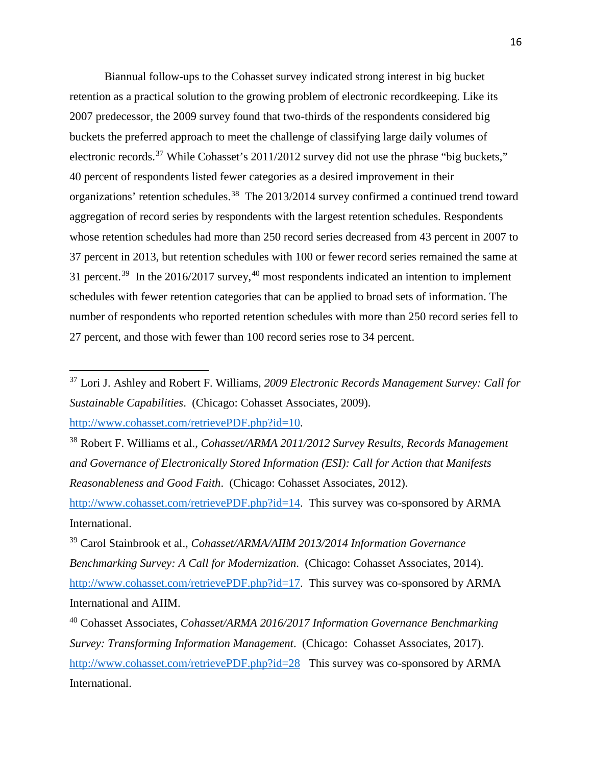Biannual follow-ups to the Cohasset survey indicated strong interest in big bucket retention as a practical solution to the growing problem of electronic recordkeeping. Like its 2007 predecessor, the 2009 survey found that two-thirds of the respondents considered big buckets the preferred approach to meet the challenge of classifying large daily volumes of electronic records.[37] While Cohasset's 2011/2012 survey did not use the phrase "big buckets," 40 percent of respondents listed fewer categories as a desired improvement in their organizations' retention schedules.[38] The 2013/2014 survey confirmed a continued trend toward aggregation of record series by respondents with the largest retention schedules. Respondents whose retention schedules had more than 250 record series decreased from 43 percent in 2007 to 37 percent in 2013, but retention schedules with 100 or fewer record series remained the same at 31 percent.[39] In the 2016/2017 survey,[40] most respondents indicated an intention to implement schedules with fewer retention categories that can be applied to broad sets of information. The number of respondents who reported retention schedules with more than 250 record series fell to 27 percent, and those with fewer than 100 record series rose to 34 percent.

---

[37] Lori J. Ashley and Robert F. Williams, *2009 Electronic Records Management Survey: Call for Sustainable Capabilities*. (Chicago: Cohasset Associates, 2009). http://www.cohasset.com/retrievePDF.php?id=10.

[38] Robert F. Williams et al., *Cohasset/ARMA 2011/2012 Survey Results, Records Management and Governance of Electronically Stored Information (ESI): Call for Action that Manifests Reasonableness and Good Faith*. (Chicago: Cohasset Associates, 2012). http://www.cohasset.com/retrievePDF.php?id=14. This survey was co-sponsored by ARMA International.

[39] Carol Stainbrook et al., *Cohasset/ARMA/AIIM 2013/2014 Information Governance Benchmarking Survey: A Call for Modernization*. (Chicago: Cohasset Associates, 2014). http://www.cohasset.com/retrievePDF.php?id=17. This survey was co-sponsored by ARMA International and AIIM.

[40] Cohasset Associates, *Cohasset/ARMA 2016/2017 Information Governance Benchmarking Survey: Transforming Information Management*. (Chicago: Cohasset Associates, 2017). http://www.cohasset.com/retrievePDF.php?id=28 This survey was co-sponsored by ARMA International.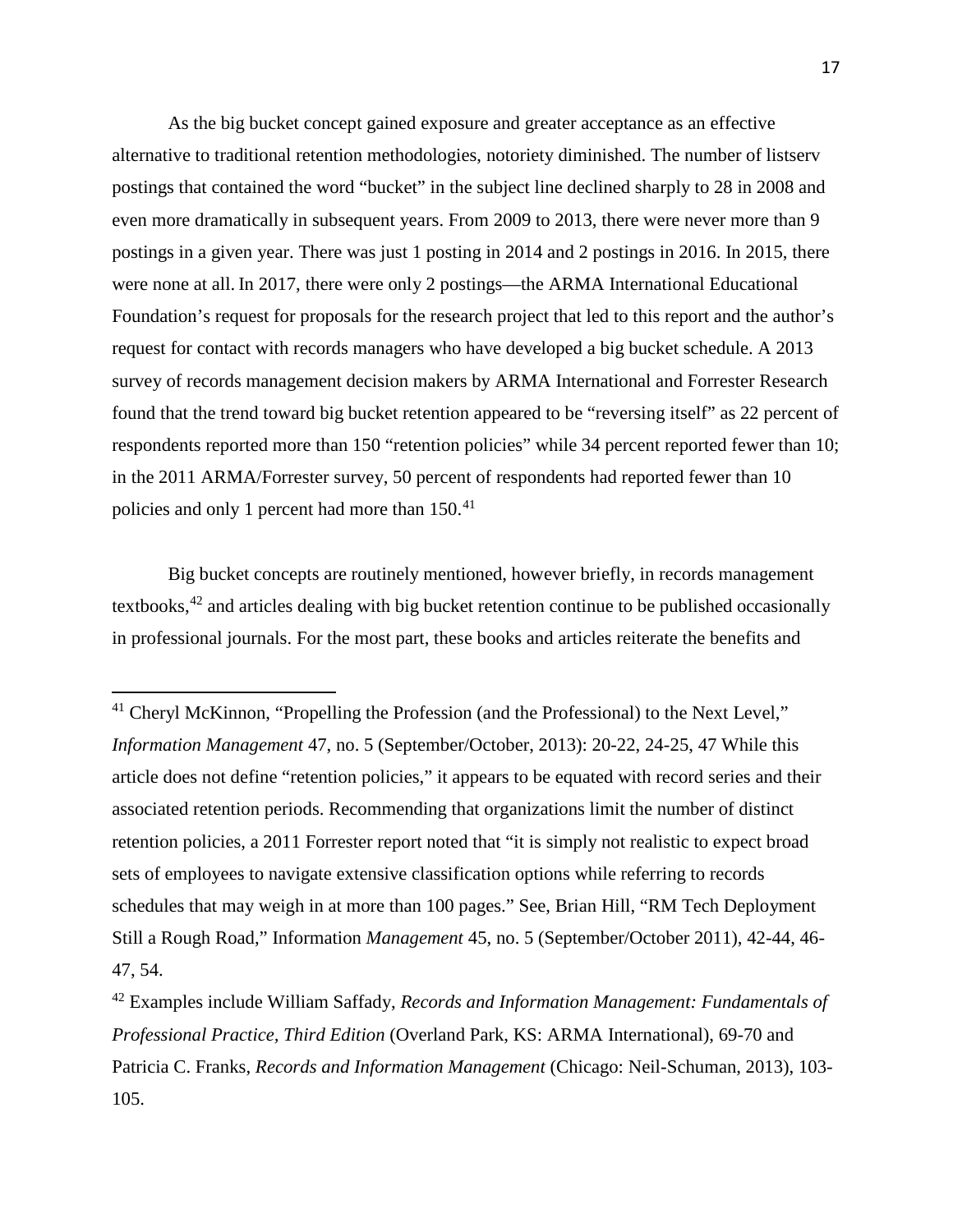As the big bucket concept gained exposure and greater acceptance as an effective alternative to traditional retention methodologies, notoriety diminished. The number of listserv postings that contained the word "bucket" in the subject line declined sharply to 28 in 2008 and even more dramatically in subsequent years. From 2009 to 2013, there were never more than 9 postings in a given year. There was just 1 posting in 2014 and 2 postings in 2016. In 2015, there were none at all. In 2017, there were only 2 postings—the ARMA International Educational Foundation's request for proposals for the research project that led to this report and the author's request for contact with records managers who have developed a big bucket schedule. A 2013 survey of records management decision makers by ARMA International and Forrester Research found that the trend toward big bucket retention appeared to be "reversing itself" as 22 percent of respondents reported more than 150 "retention policies" while 34 percent reported fewer than 10; in the 2011 ARMA/Forrester survey, 50 percent of respondents had reported fewer than 10 policies and only 1 percent had more than 150.[41]

Big bucket concepts are routinely mentioned, however briefly, in records management textbooks,[42] and articles dealing with big bucket retention continue to be published occasionally in professional journals. For the most part, these books and articles reiterate the benefits and

---

[41] Cheryl McKinnon, "Propelling the Profession (and the Professional) to the Next Level," *Information Management* 47, no. 5 (September/October, 2013): 20-22, 24-25, 47 While this article does not define "retention policies," it appears to be equated with record series and their associated retention periods. Recommending that organizations limit the number of distinct retention policies, a 2011 Forrester report noted that "it is simply not realistic to expect broad sets of employees to navigate extensive classification options while referring to records schedules that may weigh in at more than 100 pages." See, Brian Hill, "RM Tech Deployment Still a Rough Road," Information *Management* 45, no. 5 (September/October 2011), 42-44, 46-47, 54.

[42] Examples include William Saffady, *Records and Information Management: Fundamentals of Professional Practice, Third Edition* (Overland Park, KS: ARMA International), 69-70 and Patricia C. Franks, *Records and Information Management* (Chicago: Neil-Schuman, 2013), 103-105.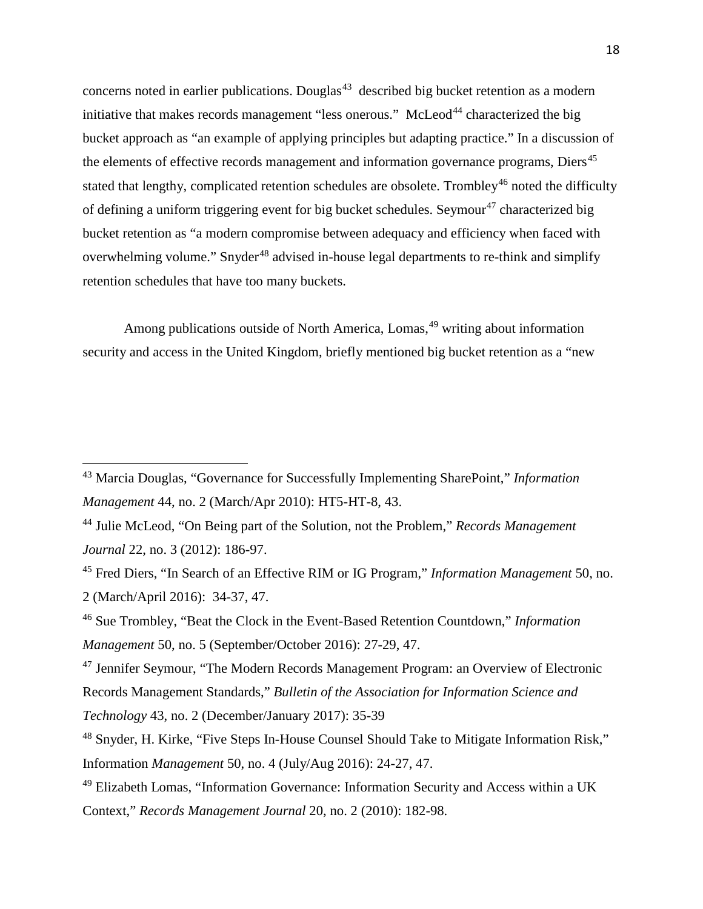concerns noted in earlier publications. Douglas[43] described big bucket retention as a modern initiative that makes records management "less onerous." McLeod[44] characterized the big bucket approach as "an example of applying principles but adapting practice." In a discussion of the elements of effective records management and information governance programs, Diers[45] stated that lengthy, complicated retention schedules are obsolete. Trombley[46] noted the difficulty of defining a uniform triggering event for big bucket schedules. Seymour[47] characterized big bucket retention as "a modern compromise between adequacy and efficiency when faced with overwhelming volume." Snyder[48] advised in-house legal departments to re-think and simplify retention schedules that have too many buckets.

Among publications outside of North America, Lomas,[49] writing about information security and access in the United Kingdom, briefly mentioned big bucket retention as a "new

---

[43] Marcia Douglas, "Governance for Successfully Implementing SharePoint," *Information Management* 44, no. 2 (March/Apr 2010): HT5-HT-8, 43.

[44] Julie McLeod, "On Being part of the Solution, not the Problem," *Records Management Journal* 22, no. 3 (2012): 186-97.

[45] Fred Diers, "In Search of an Effective RIM or IG Program," *Information Management* 50, no. 2 (March/April 2016): 34-37, 47.

[46] Sue Trombley, "Beat the Clock in the Event-Based Retention Countdown," *Information Management* 50, no. 5 (September/October 2016): 27-29, 47.

[47] Jennifer Seymour, "The Modern Records Management Program: an Overview of Electronic Records Management Standards," *Bulletin of the Association for Information Science and Technology* 43, no. 2 (December/January 2017): 35-39

[48] Snyder, H. Kirke, "Five Steps In-House Counsel Should Take to Mitigate Information Risk," Information *Management* 50, no. 4 (July/Aug 2016): 24-27, 47.

[49] Elizabeth Lomas, "Information Governance: Information Security and Access within a UK Context," *Records Management Journal* 20, no. 2 (2010): 182-98.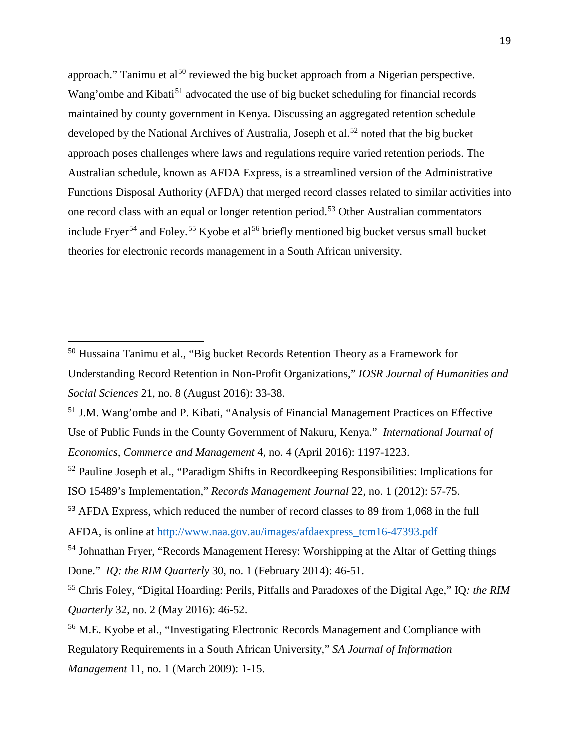approach." Tanimu et al[50] reviewed the big bucket approach from a Nigerian perspective. Wang'ombe and Kibati[51] advocated the use of big bucket scheduling for financial records maintained by county government in Kenya. Discussing an aggregated retention schedule developed by the National Archives of Australia, Joseph et al.[52] noted that the big bucket approach poses challenges where laws and regulations require varied retention periods. The Australian schedule, known as AFDA Express, is a streamlined version of the Administrative Functions Disposal Authority (AFDA) that merged record classes related to similar activities into one record class with an equal or longer retention period.[53] Other Australian commentators include Fryer[54] and Foley.[55] Kyobe et al[56] briefly mentioned big bucket versus small bucket theories for electronic records management in a South African university.

---

[50] Hussaina Tanimu et al., "Big bucket Records Retention Theory as a Framework for Understanding Record Retention in Non-Profit Organizations," *IOSR Journal of Humanities and Social Sciences* 21, no. 8 (August 2016): 33-38.

[51] J.M. Wang'ombe and P. Kibati, "Analysis of Financial Management Practices on Effective Use of Public Funds in the County Government of Nakuru, Kenya." *International Journal of Economics, Commerce and Management* 4, no. 4 (April 2016): 1197-1223.

[52] Pauline Joseph et al., "Paradigm Shifts in Recordkeeping Responsibilities: Implications for ISO 15489's Implementation," *Records Management Journal* 22, no. 1 (2012): 57-75.

[53] AFDA Express, which reduced the number of record classes to 89 from 1,068 in the full AFDA, is online at http://www.naa.gov.au/images/afdaexpress_tcm16-47393.pdf

[54] Johnathan Fryer, "Records Management Heresy: Worshipping at the Altar of Getting things Done." *IQ: the RIM Quarterly* 30, no. 1 (February 2014): 46-51.

[55] Chris Foley, "Digital Hoarding: Perils, Pitfalls and Paradoxes of the Digital Age," IQ*: the RIM Quarterly* 32, no. 2 (May 2016): 46-52.

[56] M.E. Kyobe et al., "Investigating Electronic Records Management and Compliance with Regulatory Requirements in a South African University," *SA Journal of Information Management* 11, no. 1 (March 2009): 1-15.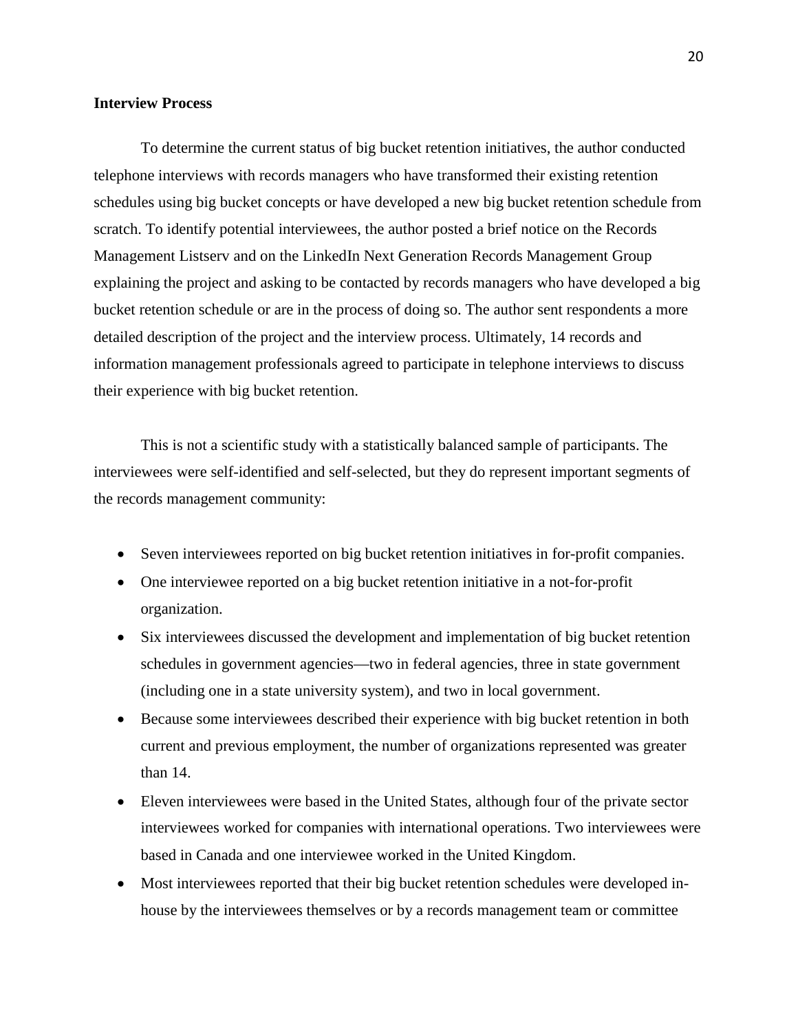**Interview Process**

To determine the current status of big bucket retention initiatives, the author conducted telephone interviews with records managers who have transformed their existing retention schedules using big bucket concepts or have developed a new big bucket retention schedule from scratch. To identify potential interviewees, the author posted a brief notice on the Records Management Listserv and on the LinkedIn Next Generation Records Management Group explaining the project and asking to be contacted by records managers who have developed a big bucket retention schedule or are in the process of doing so. The author sent respondents a more detailed description of the project and the interview process. Ultimately, 14 records and information management professionals agreed to participate in telephone interviews to discuss their experience with big bucket retention.

This is not a scientific study with a statistically balanced sample of participants. The interviewees were self-identified and self-selected, but they do represent important segments of the records management community:

- Seven interviewees reported on big bucket retention initiatives in for-profit companies.
- One interviewee reported on a big bucket retention initiative in a not-for-profit organization.
- Six interviewees discussed the development and implementation of big bucket retention schedules in government agencies—two in federal agencies, three in state government (including one in a state university system), and two in local government.
- Because some interviewees described their experience with big bucket retention in both current and previous employment, the number of organizations represented was greater than 14.
- Eleven interviewees were based in the United States, although four of the private sector interviewees worked for companies with international operations. Two interviewees were based in Canada and one interviewee worked in the United Kingdom.
- Most interviewees reported that their big bucket retention schedules were developed in-house by the interviewees themselves or by a records management team or committee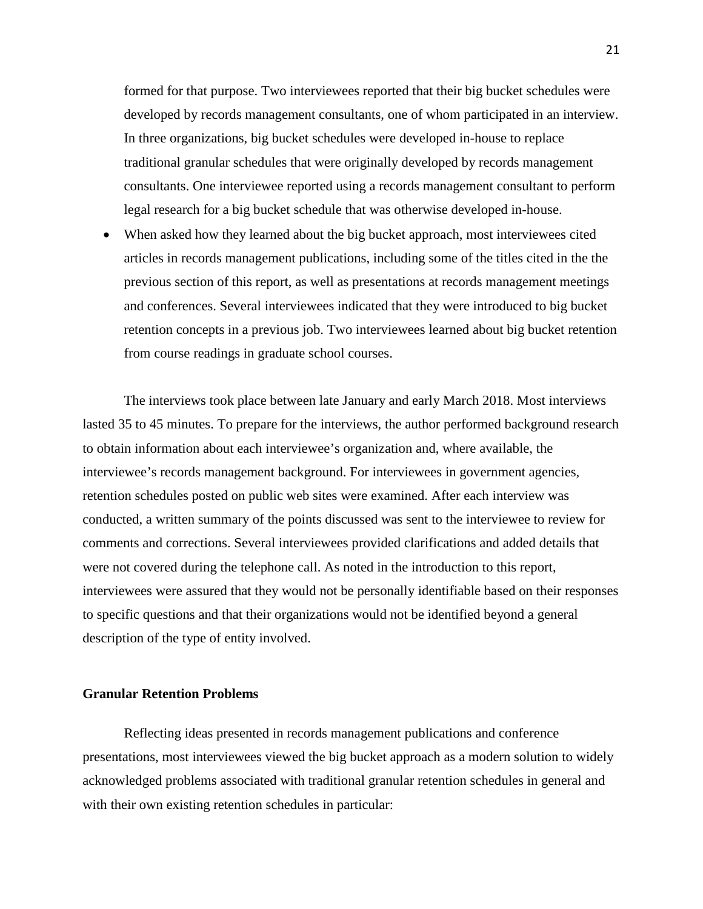formed for that purpose. Two interviewees reported that their big bucket schedules were developed by records management consultants, one of whom participated in an interview. In three organizations, big bucket schedules were developed in-house to replace traditional granular schedules that were originally developed by records management consultants. One interviewee reported using a records management consultant to perform legal research for a big bucket schedule that was otherwise developed in-house.

- When asked how they learned about the big bucket approach, most interviewees cited articles in records management publications, including some of the titles cited in the the previous section of this report, as well as presentations at records management meetings and conferences. Several interviewees indicated that they were introduced to big bucket retention concepts in a previous job. Two interviewees learned about big bucket retention from course readings in graduate school courses.

The interviews took place between late January and early March 2018. Most interviews lasted 35 to 45 minutes. To prepare for the interviews, the author performed background research to obtain information about each interviewee's organization and, where available, the interviewee's records management background. For interviewees in government agencies, retention schedules posted on public web sites were examined. After each interview was conducted, a written summary of the points discussed was sent to the interviewee to review for comments and corrections. Several interviewees provided clarifications and added details that were not covered during the telephone call. As noted in the introduction to this report, interviewees were assured that they would not be personally identifiable based on their responses to specific questions and that their organizations would not be identified beyond a general description of the type of entity involved.

### Granular Retention Problems

Reflecting ideas presented in records management publications and conference presentations, most interviewees viewed the big bucket approach as a modern solution to widely acknowledged problems associated with traditional granular retention schedules in general and with their own existing retention schedules in particular: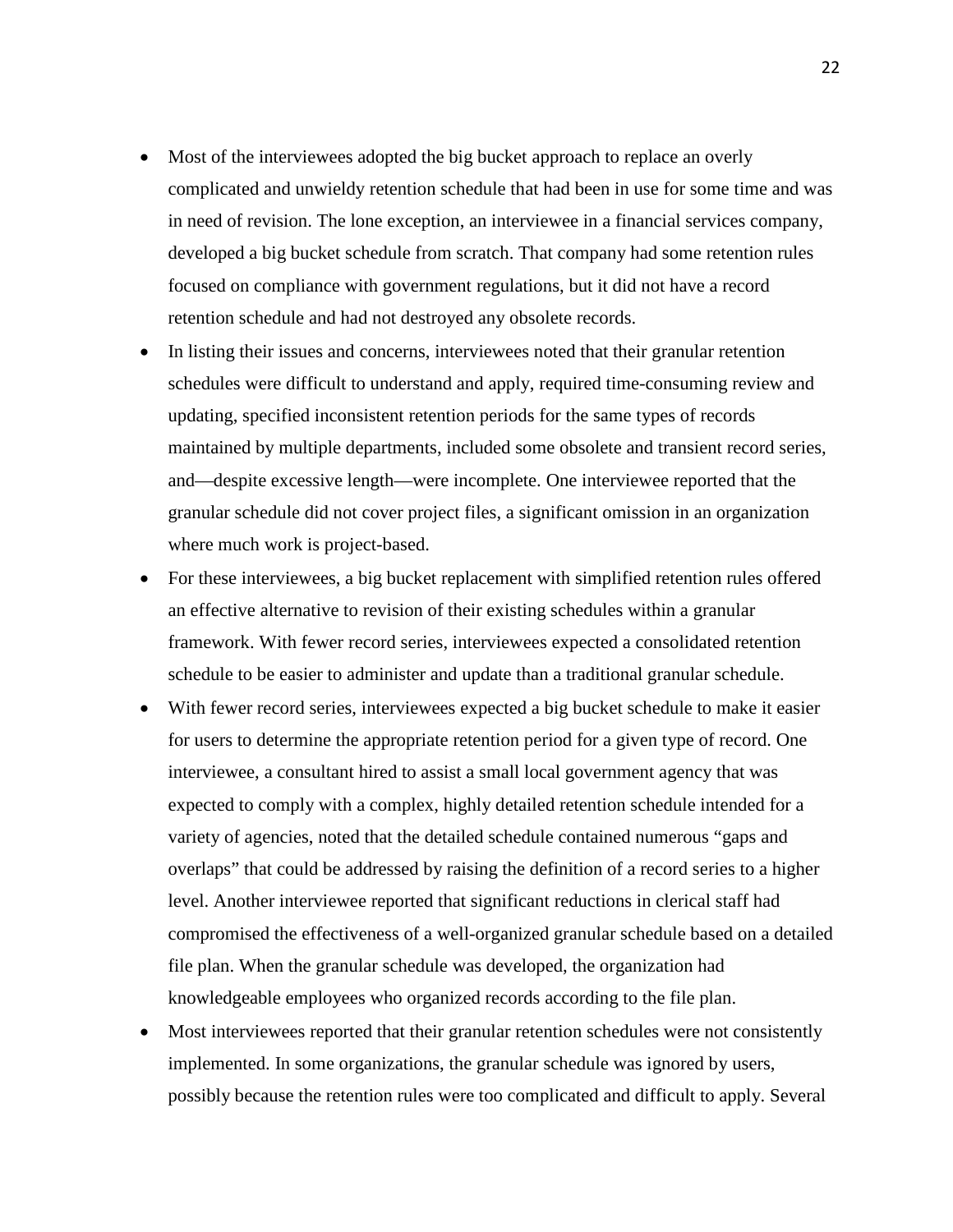- Most of the interviewees adopted the big bucket approach to replace an overly complicated and unwieldy retention schedule that had been in use for some time and was in need of revision. The lone exception, an interviewee in a financial services company, developed a big bucket schedule from scratch. That company had some retention rules focused on compliance with government regulations, but it did not have a record retention schedule and had not destroyed any obsolete records.
- In listing their issues and concerns, interviewees noted that their granular retention schedules were difficult to understand and apply, required time-consuming review and updating, specified inconsistent retention periods for the same types of records maintained by multiple departments, included some obsolete and transient record series, and—despite excessive length—were incomplete. One interviewee reported that the granular schedule did not cover project files, a significant omission in an organization where much work is project-based.
- For these interviewees, a big bucket replacement with simplified retention rules offered an effective alternative to revision of their existing schedules within a granular framework. With fewer record series, interviewees expected a consolidated retention schedule to be easier to administer and update than a traditional granular schedule.
- With fewer record series, interviewees expected a big bucket schedule to make it easier for users to determine the appropriate retention period for a given type of record. One interviewee, a consultant hired to assist a small local government agency that was expected to comply with a complex, highly detailed retention schedule intended for a variety of agencies, noted that the detailed schedule contained numerous "gaps and overlaps" that could be addressed by raising the definition of a record series to a higher level. Another interviewee reported that significant reductions in clerical staff had compromised the effectiveness of a well-organized granular schedule based on a detailed file plan. When the granular schedule was developed, the organization had knowledgeable employees who organized records according to the file plan.
- Most interviewees reported that their granular retention schedules were not consistently implemented. In some organizations, the granular schedule was ignored by users, possibly because the retention rules were too complicated and difficult to apply. Several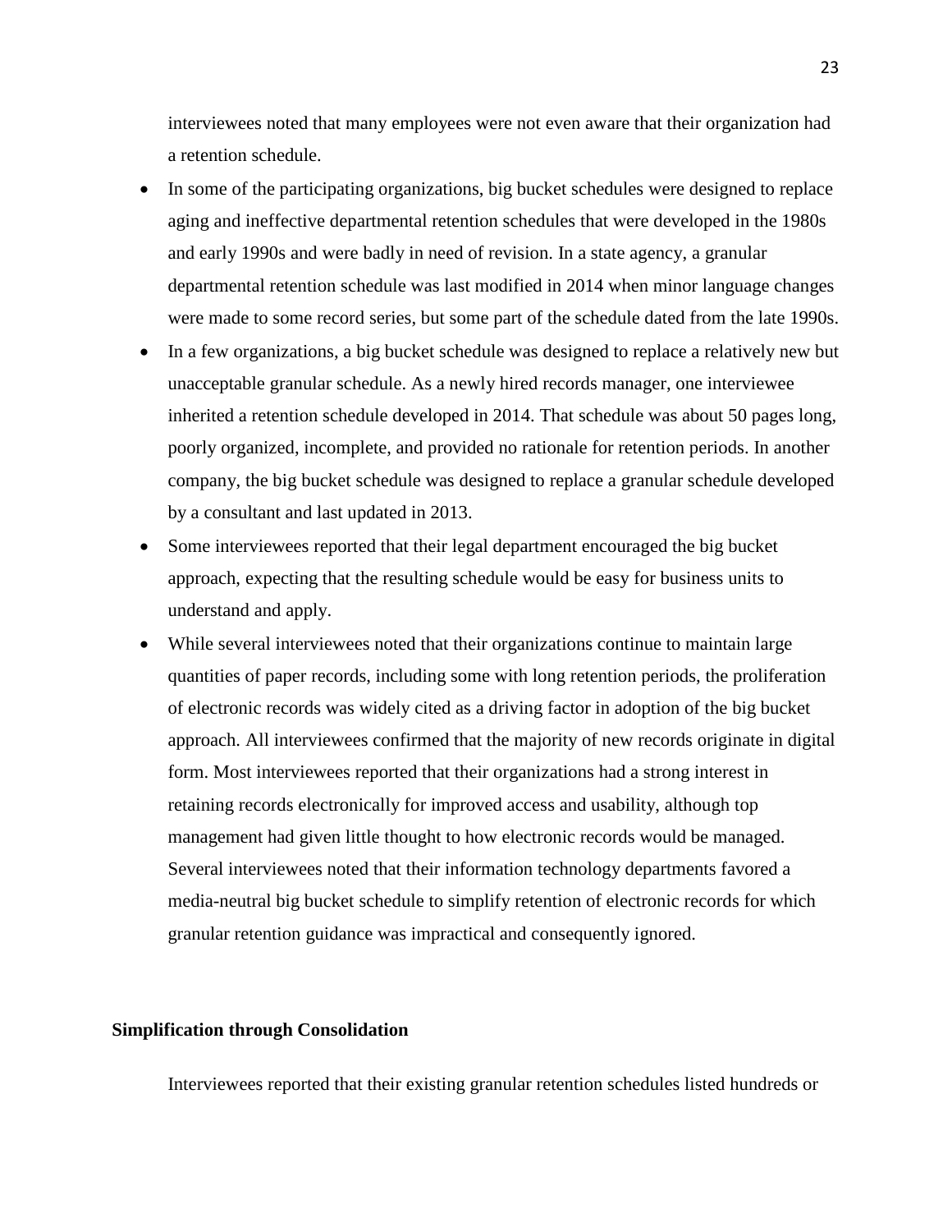interviewees noted that many employees were not even aware that their organization had a retention schedule.

- In some of the participating organizations, big bucket schedules were designed to replace aging and ineffective departmental retention schedules that were developed in the 1980s and early 1990s and were badly in need of revision. In a state agency, a granular departmental retention schedule was last modified in 2014 when minor language changes were made to some record series, but some part of the schedule dated from the late 1990s.
- In a few organizations, a big bucket schedule was designed to replace a relatively new but unacceptable granular schedule. As a newly hired records manager, one interviewee inherited a retention schedule developed in 2014. That schedule was about 50 pages long, poorly organized, incomplete, and provided no rationale for retention periods. In another company, the big bucket schedule was designed to replace a granular schedule developed by a consultant and last updated in 2013.
- Some interviewees reported that their legal department encouraged the big bucket approach, expecting that the resulting schedule would be easy for business units to understand and apply.
- While several interviewees noted that their organizations continue to maintain large quantities of paper records, including some with long retention periods, the proliferation of electronic records was widely cited as a driving factor in adoption of the big bucket approach. All interviewees confirmed that the majority of new records originate in digital form. Most interviewees reported that their organizations had a strong interest in retaining records electronically for improved access and usability, although top management had given little thought to how electronic records would be managed. Several interviewees noted that their information technology departments favored a media-neutral big bucket schedule to simplify retention of electronic records for which granular retention guidance was impractical and consequently ignored.

**Simplification through Consolidation**

Interviewees reported that their existing granular retention schedules listed hundreds or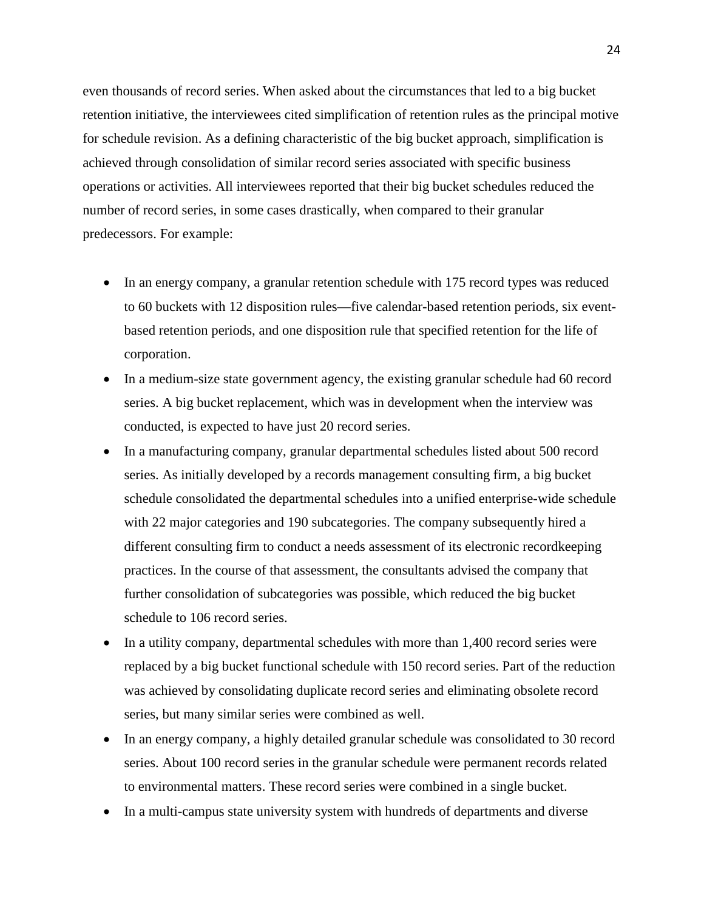even thousands of record series. When asked about the circumstances that led to a big bucket retention initiative, the interviewees cited simplification of retention rules as the principal motive for schedule revision. As a defining characteristic of the big bucket approach, simplification is achieved through consolidation of similar record series associated with specific business operations or activities. All interviewees reported that their big bucket schedules reduced the number of record series, in some cases drastically, when compared to their granular predecessors. For example:

- In an energy company, a granular retention schedule with 175 record types was reduced to 60 buckets with 12 disposition rules—five calendar-based retention periods, six event-based retention periods, and one disposition rule that specified retention for the life of corporation.
- In a medium-size state government agency, the existing granular schedule had 60 record series. A big bucket replacement, which was in development when the interview was conducted, is expected to have just 20 record series.
- In a manufacturing company, granular departmental schedules listed about 500 record series. As initially developed by a records management consulting firm, a big bucket schedule consolidated the departmental schedules into a unified enterprise-wide schedule with 22 major categories and 190 subcategories. The company subsequently hired a different consulting firm to conduct a needs assessment of its electronic recordkeeping practices. In the course of that assessment, the consultants advised the company that further consolidation of subcategories was possible, which reduced the big bucket schedule to 106 record series.
- In a utility company, departmental schedules with more than 1,400 record series were replaced by a big bucket functional schedule with 150 record series. Part of the reduction was achieved by consolidating duplicate record series and eliminating obsolete record series, but many similar series were combined as well.
- In an energy company, a highly detailed granular schedule was consolidated to 30 record series. About 100 record series in the granular schedule were permanent records related to environmental matters. These record series were combined in a single bucket.
- In a multi-campus state university system with hundreds of departments and diverse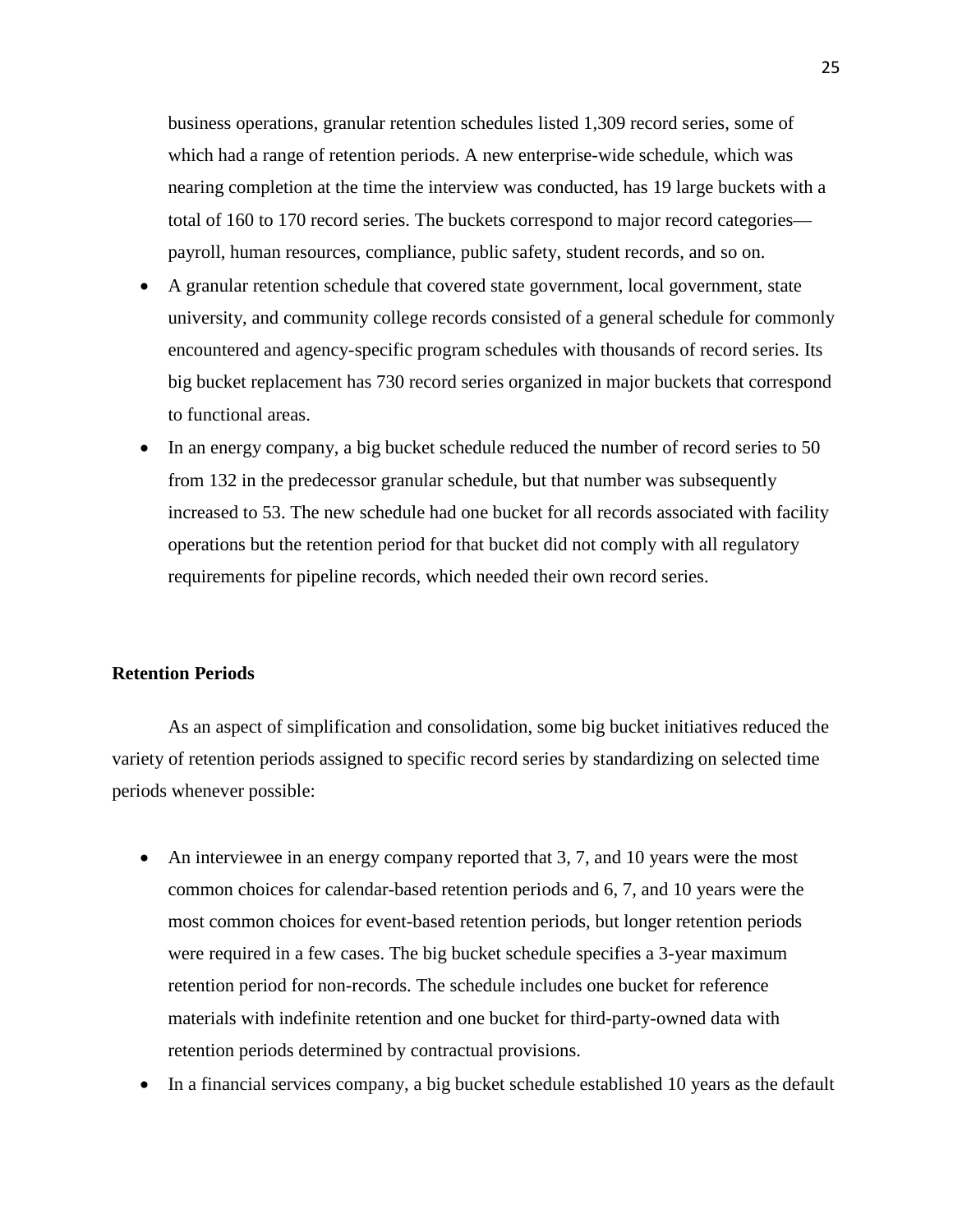business operations, granular retention schedules listed 1,309 record series, some of which had a range of retention periods. A new enterprise-wide schedule, which was nearing completion at the time the interview was conducted, has 19 large buckets with a total of 160 to 170 record series. The buckets correspond to major record categories—payroll, human resources, compliance, public safety, student records, and so on.

- A granular retention schedule that covered state government, local government, state university, and community college records consisted of a general schedule for commonly encountered and agency-specific program schedules with thousands of record series. Its big bucket replacement has 730 record series organized in major buckets that correspond to functional areas.
- In an energy company, a big bucket schedule reduced the number of record series to 50 from 132 in the predecessor granular schedule, but that number was subsequently increased to 53. The new schedule had one bucket for all records associated with facility operations but the retention period for that bucket did not comply with all regulatory requirements for pipeline records, which needed their own record series.

**Retention Periods**

As an aspect of simplification and consolidation, some big bucket initiatives reduced the variety of retention periods assigned to specific record series by standardizing on selected time periods whenever possible:

- An interviewee in an energy company reported that 3, 7, and 10 years were the most common choices for calendar-based retention periods and 6, 7, and 10 years were the most common choices for event-based retention periods, but longer retention periods were required in a few cases. The big bucket schedule specifies a 3-year maximum retention period for non-records. The schedule includes one bucket for reference materials with indefinite retention and one bucket for third-party-owned data with retention periods determined by contractual provisions.
- In a financial services company, a big bucket schedule established 10 years as the default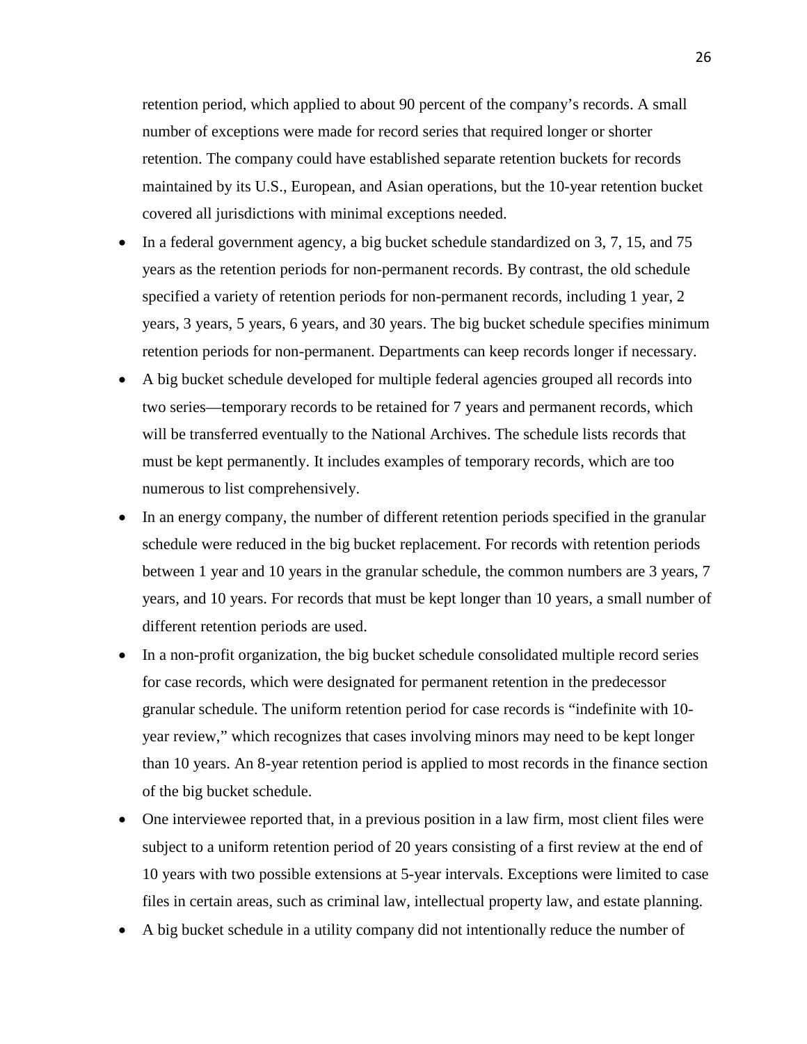retention period, which applied to about 90 percent of the company's records. A small number of exceptions were made for record series that required longer or shorter retention. The company could have established separate retention buckets for records maintained by its U.S., European, and Asian operations, but the 10-year retention bucket covered all jurisdictions with minimal exceptions needed.

- In a federal government agency, a big bucket schedule standardized on 3, 7, 15, and 75 years as the retention periods for non-permanent records. By contrast, the old schedule specified a variety of retention periods for non-permanent records, including 1 year, 2 years, 3 years, 5 years, 6 years, and 30 years. The big bucket schedule specifies minimum retention periods for non-permanent. Departments can keep records longer if necessary.
- A big bucket schedule developed for multiple federal agencies grouped all records into two series—temporary records to be retained for 7 years and permanent records, which will be transferred eventually to the National Archives. The schedule lists records that must be kept permanently. It includes examples of temporary records, which are too numerous to list comprehensively.
- In an energy company, the number of different retention periods specified in the granular schedule were reduced in the big bucket replacement. For records with retention periods between 1 year and 10 years in the granular schedule, the common numbers are 3 years, 7 years, and 10 years. For records that must be kept longer than 10 years, a small number of different retention periods are used.
- In a non-profit organization, the big bucket schedule consolidated multiple record series for case records, which were designated for permanent retention in the predecessor granular schedule. The uniform retention period for case records is "indefinite with 10-year review," which recognizes that cases involving minors may need to be kept longer than 10 years. An 8-year retention period is applied to most records in the finance section of the big bucket schedule.
- One interviewee reported that, in a previous position in a law firm, most client files were subject to a uniform retention period of 20 years consisting of a first review at the end of 10 years with two possible extensions at 5-year intervals. Exceptions were limited to case files in certain areas, such as criminal law, intellectual property law, and estate planning.
- A big bucket schedule in a utility company did not intentionally reduce the number of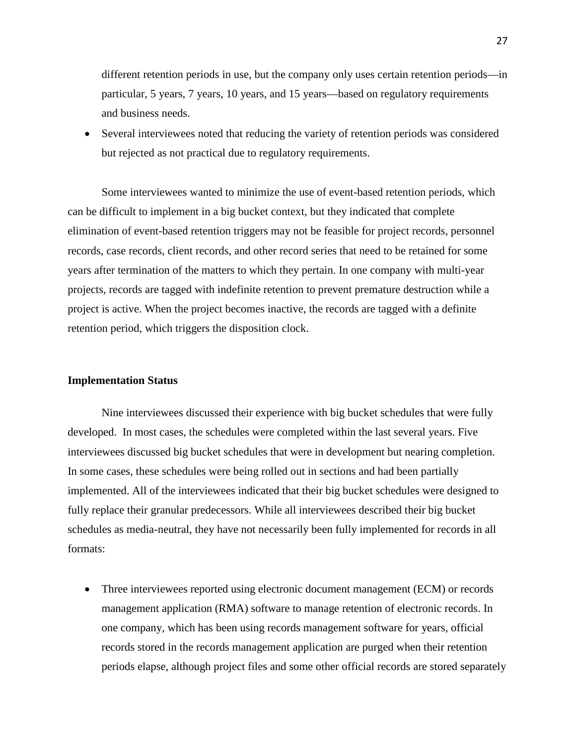different retention periods in use, but the company only uses certain retention periods—in particular, 5 years, 7 years, 10 years, and 15 years—based on regulatory requirements and business needs.

- Several interviewees noted that reducing the variety of retention periods was considered but rejected as not practical due to regulatory requirements.

Some interviewees wanted to minimize the use of event-based retention periods, which can be difficult to implement in a big bucket context, but they indicated that complete elimination of event-based retention triggers may not be feasible for project records, personnel records, case records, client records, and other record series that need to be retained for some years after termination of the matters to which they pertain. In one company with multi-year projects, records are tagged with indefinite retention to prevent premature destruction while a project is active. When the project becomes inactive, the records are tagged with a definite retention period, which triggers the disposition clock.

**Implementation Status**

Nine interviewees discussed their experience with big bucket schedules that were fully developed. In most cases, the schedules were completed within the last several years. Five interviewees discussed big bucket schedules that were in development but nearing completion. In some cases, these schedules were being rolled out in sections and had been partially implemented. All of the interviewees indicated that their big bucket schedules were designed to fully replace their granular predecessors. While all interviewees described their big bucket schedules as media-neutral, they have not necessarily been fully implemented for records in all formats:

- Three interviewees reported using electronic document management (ECM) or records management application (RMA) software to manage retention of electronic records. In one company, which has been using records management software for years, official records stored in the records management application are purged when their retention periods elapse, although project files and some other official records are stored separately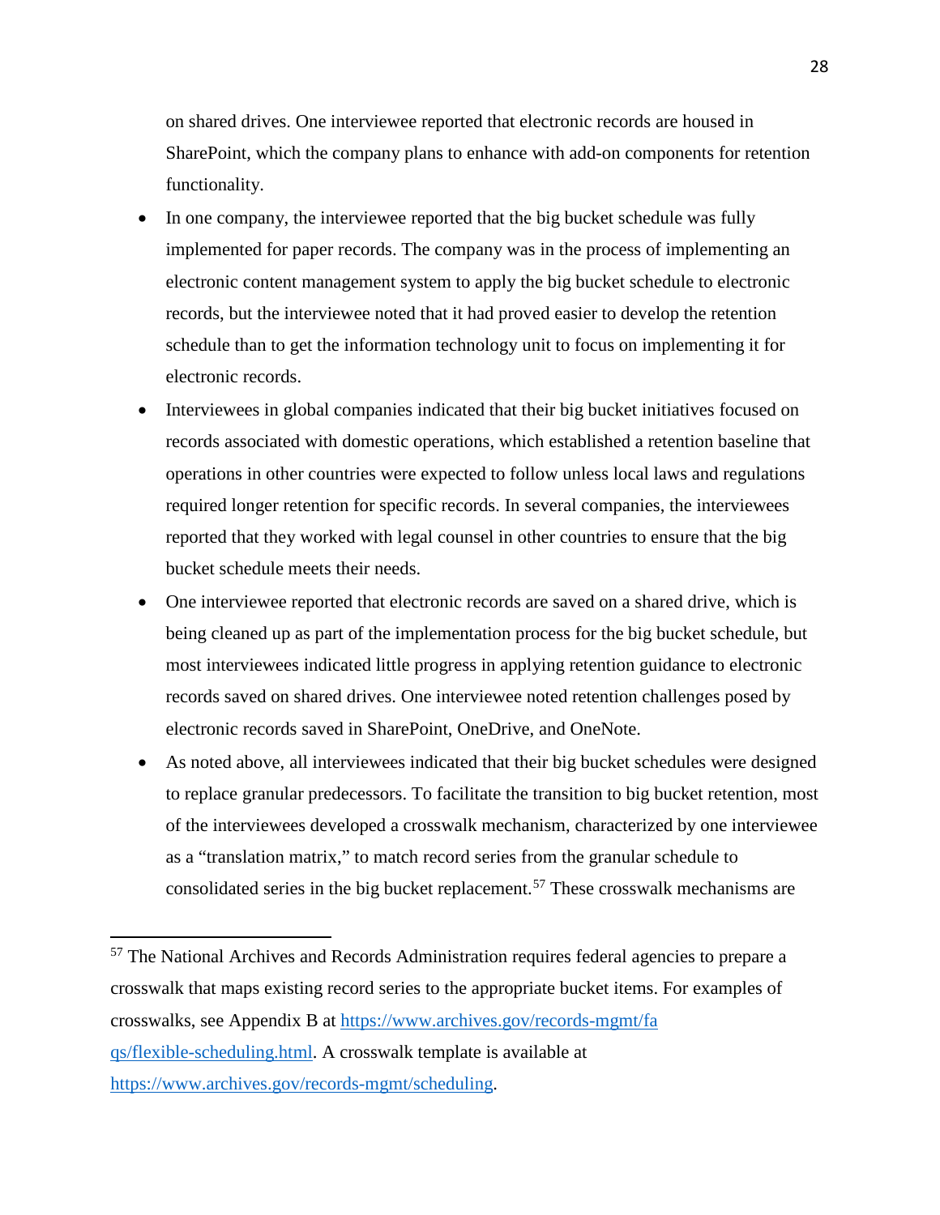on shared drives. One interviewee reported that electronic records are housed in SharePoint, which the company plans to enhance with add-on components for retention functionality.

- In one company, the interviewee reported that the big bucket schedule was fully implemented for paper records. The company was in the process of implementing an electronic content management system to apply the big bucket schedule to electronic records, but the interviewee noted that it had proved easier to develop the retention schedule than to get the information technology unit to focus on implementing it for electronic records.
- Interviewees in global companies indicated that their big bucket initiatives focused on records associated with domestic operations, which established a retention baseline that operations in other countries were expected to follow unless local laws and regulations required longer retention for specific records. In several companies, the interviewees reported that they worked with legal counsel in other countries to ensure that the big bucket schedule meets their needs.
- One interviewee reported that electronic records are saved on a shared drive, which is being cleaned up as part of the implementation process for the big bucket schedule, but most interviewees indicated little progress in applying retention guidance to electronic records saved on shared drives. One interviewee noted retention challenges posed by electronic records saved in SharePoint, OneDrive, and OneNote.
- As noted above, all interviewees indicated that their big bucket schedules were designed to replace granular predecessors. To facilitate the transition to big bucket retention, most of the interviewees developed a crosswalk mechanism, characterized by one interviewee as a "translation matrix," to match record series from the granular schedule to consolidated series in the big bucket replacement.[57] These crosswalk mechanisms are

---

[57] The National Archives and Records Administration requires federal agencies to prepare a crosswalk that maps existing record series to the appropriate bucket items. For examples of crosswalks, see Appendix B at https://www.archives.gov/records-mgmt/faqs/flexible-scheduling.html. A crosswalk template is available at https://www.archives.gov/records-mgmt/scheduling.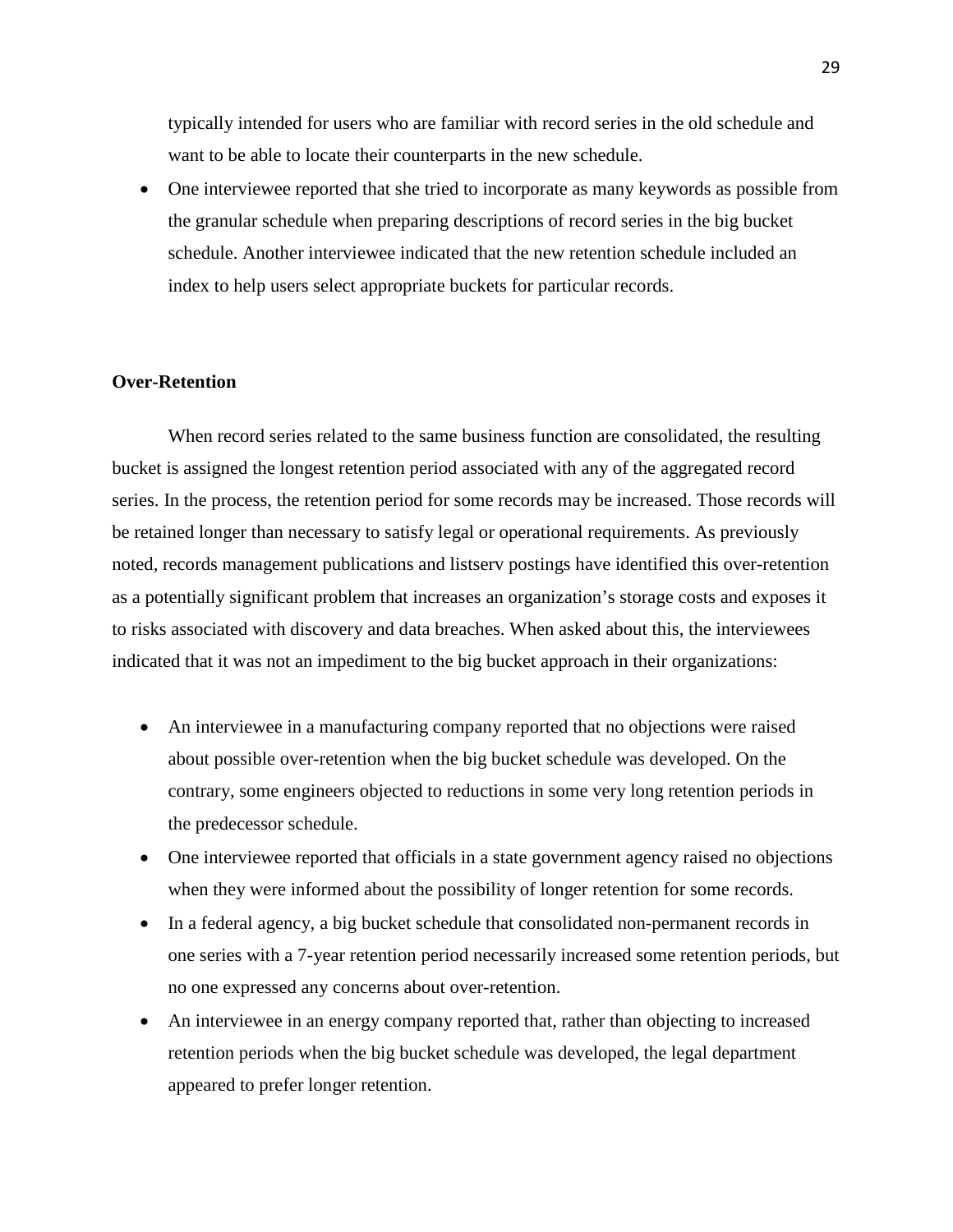typically intended for users who are familiar with record series in the old schedule and want to be able to locate their counterparts in the new schedule.

- One interviewee reported that she tried to incorporate as many keywords as possible from the granular schedule when preparing descriptions of record series in the big bucket schedule. Another interviewee indicated that the new retention schedule included an index to help users select appropriate buckets for particular records.

**Over-Retention**

When record series related to the same business function are consolidated, the resulting bucket is assigned the longest retention period associated with any of the aggregated record series. In the process, the retention period for some records may be increased. Those records will be retained longer than necessary to satisfy legal or operational requirements. As previously noted, records management publications and listserv postings have identified this over-retention as a potentially significant problem that increases an organization's storage costs and exposes it to risks associated with discovery and data breaches. When asked about this, the interviewees indicated that it was not an impediment to the big bucket approach in their organizations:

- An interviewee in a manufacturing company reported that no objections were raised about possible over-retention when the big bucket schedule was developed. On the contrary, some engineers objected to reductions in some very long retention periods in the predecessor schedule.
- One interviewee reported that officials in a state government agency raised no objections when they were informed about the possibility of longer retention for some records.
- In a federal agency, a big bucket schedule that consolidated non-permanent records in one series with a 7-year retention period necessarily increased some retention periods, but no one expressed any concerns about over-retention.
- An interviewee in an energy company reported that, rather than objecting to increased retention periods when the big bucket schedule was developed, the legal department appeared to prefer longer retention.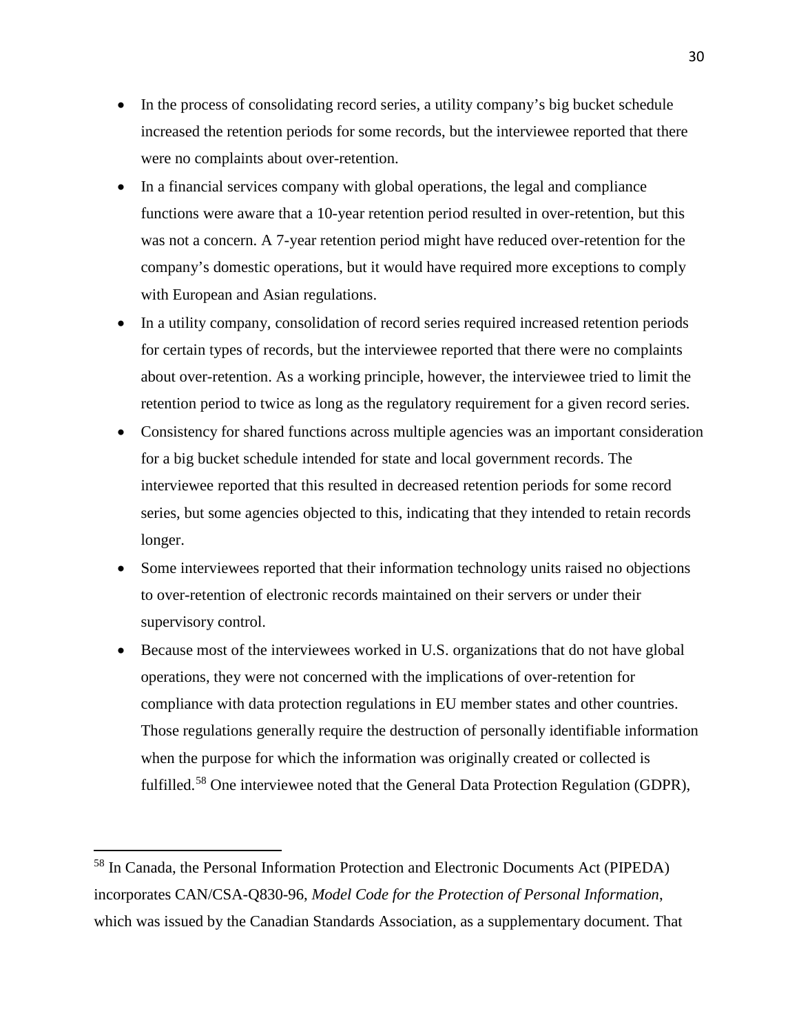- In the process of consolidating record series, a utility company's big bucket schedule increased the retention periods for some records, but the interviewee reported that there were no complaints about over-retention.
- In a financial services company with global operations, the legal and compliance functions were aware that a 10-year retention period resulted in over-retention, but this was not a concern. A 7-year retention period might have reduced over-retention for the company's domestic operations, but it would have required more exceptions to comply with European and Asian regulations.
- In a utility company, consolidation of record series required increased retention periods for certain types of records, but the interviewee reported that there were no complaints about over-retention. As a working principle, however, the interviewee tried to limit the retention period to twice as long as the regulatory requirement for a given record series.
- Consistency for shared functions across multiple agencies was an important consideration for a big bucket schedule intended for state and local government records. The interviewee reported that this resulted in decreased retention periods for some record series, but some agencies objected to this, indicating that they intended to retain records longer.
- Some interviewees reported that their information technology units raised no objections to over-retention of electronic records maintained on their servers or under their supervisory control.
- Because most of the interviewees worked in U.S. organizations that do not have global operations, they were not concerned with the implications of over-retention for compliance with data protection regulations in EU member states and other countries. Those regulations generally require the destruction of personally identifiable information when the purpose for which the information was originally created or collected is fulfilled.[58] One interviewee noted that the General Data Protection Regulation (GDPR),

[58] In Canada, the Personal Information Protection and Electronic Documents Act (PIPEDA) incorporates CAN/CSA-Q830-96, *Model Code for the Protection of Personal Information*, which was issued by the Canadian Standards Association, as a supplementary document. That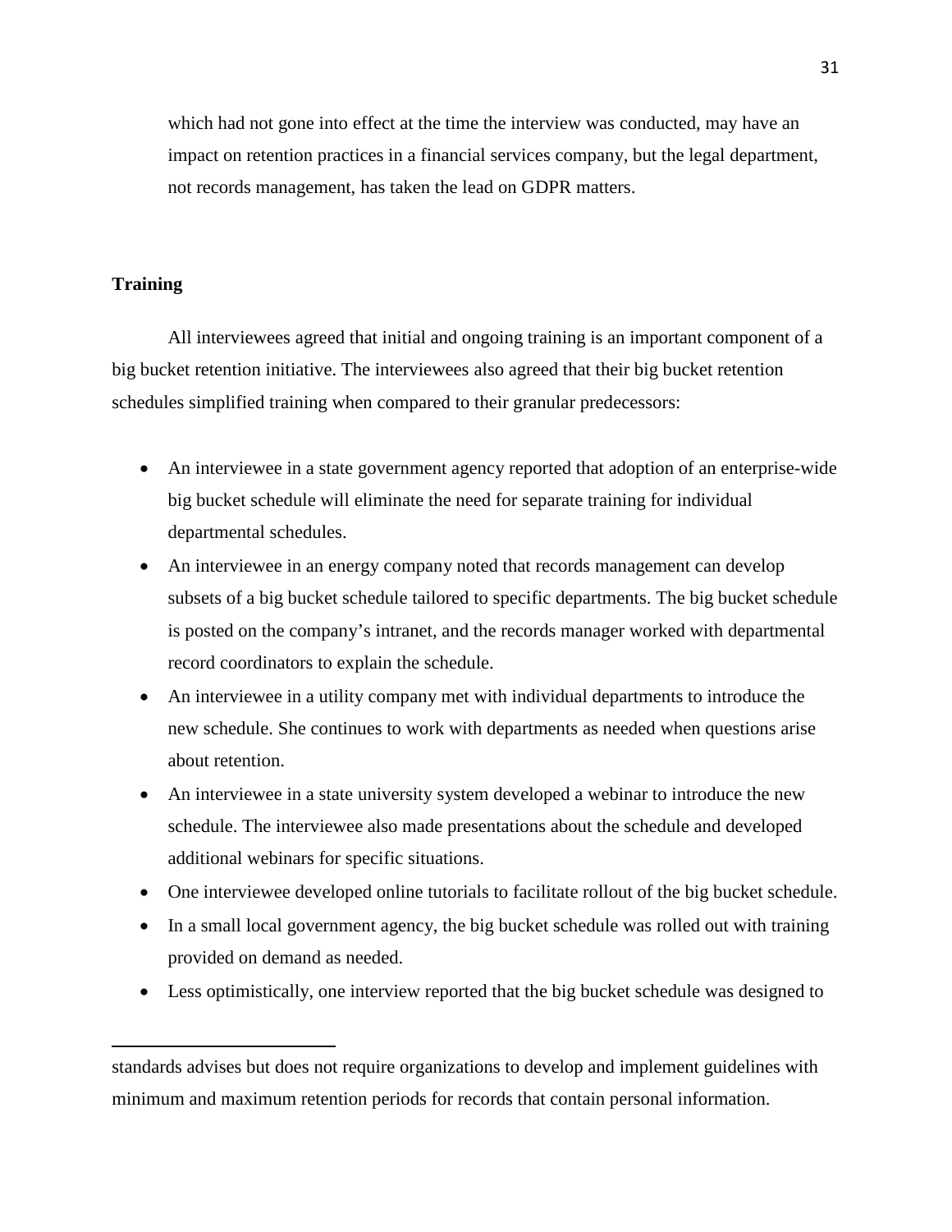which had not gone into effect at the time the interview was conducted, may have an impact on retention practices in a financial services company, but the legal department, not records management, has taken the lead on GDPR matters.

## Training

All interviewees agreed that initial and ongoing training is an important component of a big bucket retention initiative. The interviewees also agreed that their big bucket retention schedules simplified training when compared to their granular predecessors:

- An interviewee in a state government agency reported that adoption of an enterprise-wide big bucket schedule will eliminate the need for separate training for individual departmental schedules.
- An interviewee in an energy company noted that records management can develop subsets of a big bucket schedule tailored to specific departments. The big bucket schedule is posted on the company's intranet, and the records manager worked with departmental record coordinators to explain the schedule.
- An interviewee in a utility company met with individual departments to introduce the new schedule. She continues to work with departments as needed when questions arise about retention.
- An interviewee in a state university system developed a webinar to introduce the new schedule. The interviewee also made presentations about the schedule and developed additional webinars for specific situations.
- One interviewee developed online tutorials to facilitate rollout of the big bucket schedule.
- In a small local government agency, the big bucket schedule was rolled out with training provided on demand as needed.
- Less optimistically, one interview reported that the big bucket schedule was designed to

---

standards advises but does not require organizations to develop and implement guidelines with minimum and maximum retention periods for records that contain personal information.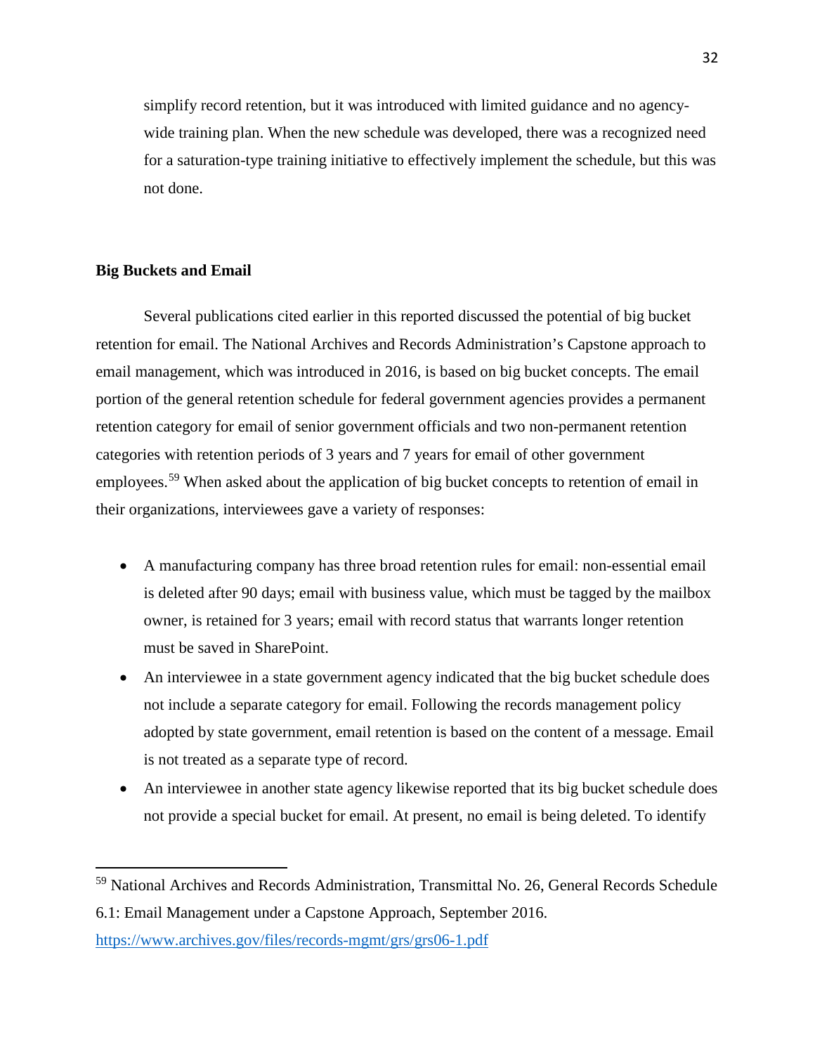simplify record retention, but it was introduced with limited guidance and no agency-wide training plan. When the new schedule was developed, there was a recognized need for a saturation-type training initiative to effectively implement the schedule, but this was not done.

**Big Buckets and Email**

Several publications cited earlier in this reported discussed the potential of big bucket retention for email. The National Archives and Records Administration's Capstone approach to email management, which was introduced in 2016, is based on big bucket concepts. The email portion of the general retention schedule for federal government agencies provides a permanent retention category for email of senior government officials and two non-permanent retention categories with retention periods of 3 years and 7 years for email of other government employees.[59] When asked about the application of big bucket concepts to retention of email in their organizations, interviewees gave a variety of responses:

- A manufacturing company has three broad retention rules for email: non-essential email is deleted after 90 days; email with business value, which must be tagged by the mailbox owner, is retained for 3 years; email with record status that warrants longer retention must be saved in SharePoint.
- An interviewee in a state government agency indicated that the big bucket schedule does not include a separate category for email. Following the records management policy adopted by state government, email retention is based on the content of a message. Email is not treated as a separate type of record.
- An interviewee in another state agency likewise reported that its big bucket schedule does not provide a special bucket for email. At present, no email is being deleted. To identify

[59] National Archives and Records Administration, Transmittal No. 26, General Records Schedule 6.1: Email Management under a Capstone Approach, September 2016. https://www.archives.gov/files/records-mgmt/grs/grs06-1.pdf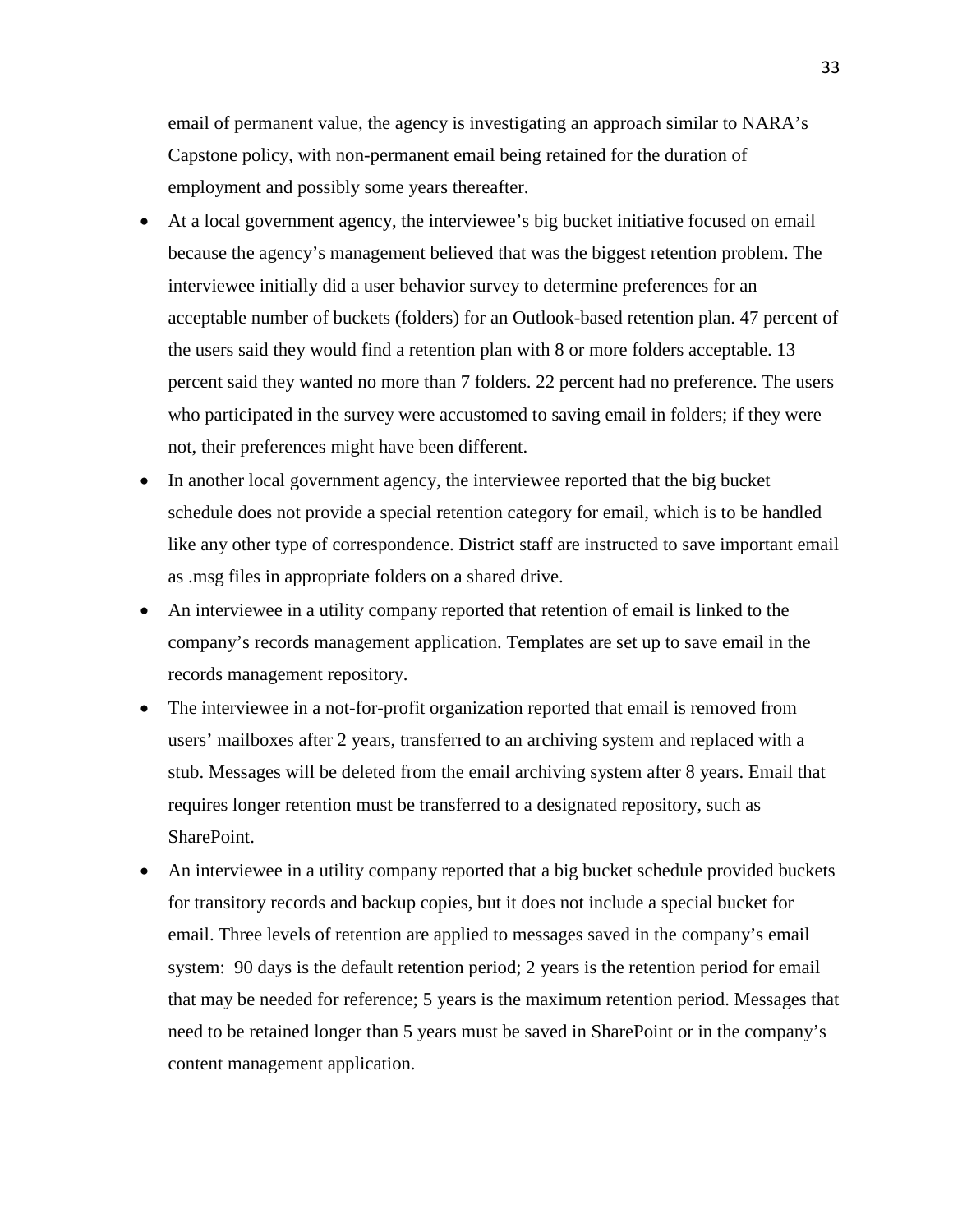email of permanent value, the agency is investigating an approach similar to NARA's Capstone policy, with non-permanent email being retained for the duration of employment and possibly some years thereafter.

- At a local government agency, the interviewee's big bucket initiative focused on email because the agency's management believed that was the biggest retention problem. The interviewee initially did a user behavior survey to determine preferences for an acceptable number of buckets (folders) for an Outlook-based retention plan. 47 percent of the users said they would find a retention plan with 8 or more folders acceptable. 13 percent said they wanted no more than 7 folders. 22 percent had no preference. The users who participated in the survey were accustomed to saving email in folders; if they were not, their preferences might have been different.
- In another local government agency, the interviewee reported that the big bucket schedule does not provide a special retention category for email, which is to be handled like any other type of correspondence. District staff are instructed to save important email as .msg files in appropriate folders on a shared drive.
- An interviewee in a utility company reported that retention of email is linked to the company's records management application. Templates are set up to save email in the records management repository.
- The interviewee in a not-for-profit organization reported that email is removed from users' mailboxes after 2 years, transferred to an archiving system and replaced with a stub. Messages will be deleted from the email archiving system after 8 years. Email that requires longer retention must be transferred to a designated repository, such as SharePoint.
- An interviewee in a utility company reported that a big bucket schedule provided buckets for transitory records and backup copies, but it does not include a special bucket for email. Three levels of retention are applied to messages saved in the company's email system: 90 days is the default retention period; 2 years is the retention period for email that may be needed for reference; 5 years is the maximum retention period. Messages that need to be retained longer than 5 years must be saved in SharePoint or in the company's content management application.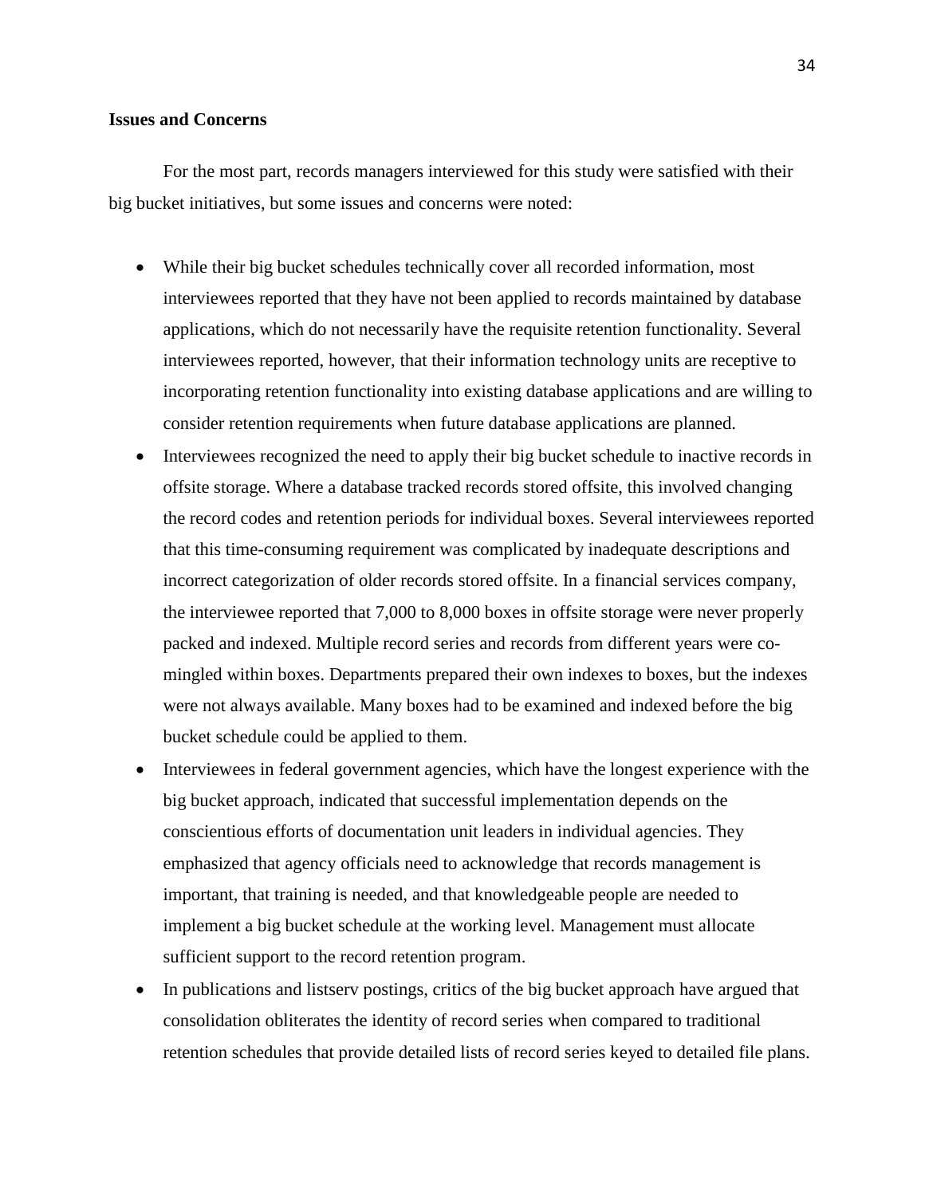**Issues and Concerns**

For the most part, records managers interviewed for this study were satisfied with their big bucket initiatives, but some issues and concerns were noted:

- While their big bucket schedules technically cover all recorded information, most interviewees reported that they have not been applied to records maintained by database applications, which do not necessarily have the requisite retention functionality. Several interviewees reported, however, that their information technology units are receptive to incorporating retention functionality into existing database applications and are willing to consider retention requirements when future database applications are planned.
- Interviewees recognized the need to apply their big bucket schedule to inactive records in offsite storage. Where a database tracked records stored offsite, this involved changing the record codes and retention periods for individual boxes. Several interviewees reported that this time-consuming requirement was complicated by inadequate descriptions and incorrect categorization of older records stored offsite. In a financial services company, the interviewee reported that 7,000 to 8,000 boxes in offsite storage were never properly packed and indexed. Multiple record series and records from different years were co-mingled within boxes. Departments prepared their own indexes to boxes, but the indexes were not always available. Many boxes had to be examined and indexed before the big bucket schedule could be applied to them.
- Interviewees in federal government agencies, which have the longest experience with the big bucket approach, indicated that successful implementation depends on the conscientious efforts of documentation unit leaders in individual agencies. They emphasized that agency officials need to acknowledge that records management is important, that training is needed, and that knowledgeable people are needed to implement a big bucket schedule at the working level. Management must allocate sufficient support to the record retention program.
- In publications and listserv postings, critics of the big bucket approach have argued that consolidation obliterates the identity of record series when compared to traditional retention schedules that provide detailed lists of record series keyed to detailed file plans.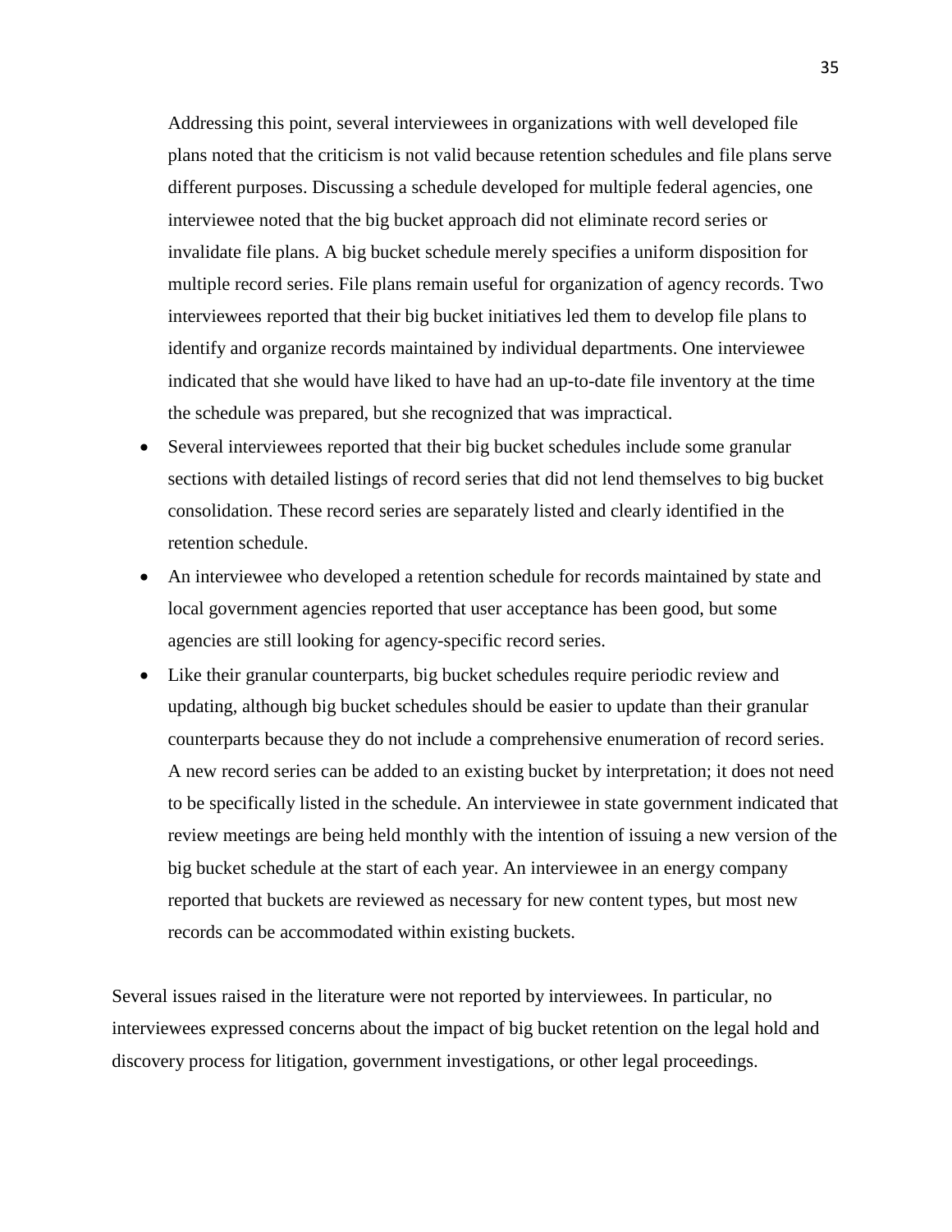Addressing this point, several interviewees in organizations with well developed file plans noted that the criticism is not valid because retention schedules and file plans serve different purposes. Discussing a schedule developed for multiple federal agencies, one interviewee noted that the big bucket approach did not eliminate record series or invalidate file plans. A big bucket schedule merely specifies a uniform disposition for multiple record series. File plans remain useful for organization of agency records. Two interviewees reported that their big bucket initiatives led them to develop file plans to identify and organize records maintained by individual departments. One interviewee indicated that she would have liked to have had an up-to-date file inventory at the time the schedule was prepared, but she recognized that was impractical.

- Several interviewees reported that their big bucket schedules include some granular sections with detailed listings of record series that did not lend themselves to big bucket consolidation. These record series are separately listed and clearly identified in the retention schedule.
- An interviewee who developed a retention schedule for records maintained by state and local government agencies reported that user acceptance has been good, but some agencies are still looking for agency-specific record series.
- Like their granular counterparts, big bucket schedules require periodic review and updating, although big bucket schedules should be easier to update than their granular counterparts because they do not include a comprehensive enumeration of record series. A new record series can be added to an existing bucket by interpretation; it does not need to be specifically listed in the schedule. An interviewee in state government indicated that review meetings are being held monthly with the intention of issuing a new version of the big bucket schedule at the start of each year. An interviewee in an energy company reported that buckets are reviewed as necessary for new content types, but most new records can be accommodated within existing buckets.

Several issues raised in the literature were not reported by interviewees. In particular, no interviewees expressed concerns about the impact of big bucket retention on the legal hold and discovery process for litigation, government investigations, or other legal proceedings.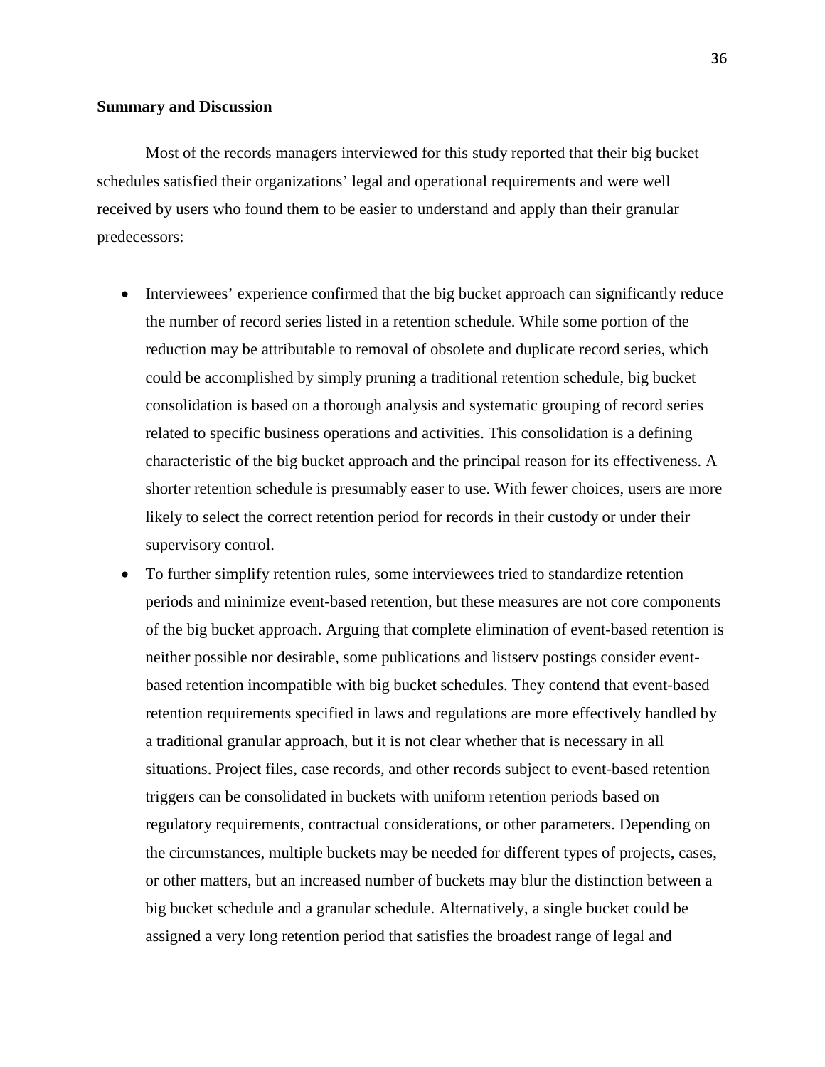**Summary and Discussion**

Most of the records managers interviewed for this study reported that their big bucket schedules satisfied their organizations' legal and operational requirements and were well received by users who found them to be easier to understand and apply than their granular predecessors:

- Interviewees' experience confirmed that the big bucket approach can significantly reduce the number of record series listed in a retention schedule. While some portion of the reduction may be attributable to removal of obsolete and duplicate record series, which could be accomplished by simply pruning a traditional retention schedule, big bucket consolidation is based on a thorough analysis and systematic grouping of record series related to specific business operations and activities. This consolidation is a defining characteristic of the big bucket approach and the principal reason for its effectiveness. A shorter retention schedule is presumably easer to use. With fewer choices, users are more likely to select the correct retention period for records in their custody or under their supervisory control.
- To further simplify retention rules, some interviewees tried to standardize retention periods and minimize event-based retention, but these measures are not core components of the big bucket approach. Arguing that complete elimination of event-based retention is neither possible nor desirable, some publications and listserv postings consider event-based retention incompatible with big bucket schedules. They contend that event-based retention requirements specified in laws and regulations are more effectively handled by a traditional granular approach, but it is not clear whether that is necessary in all situations. Project files, case records, and other records subject to event-based retention triggers can be consolidated in buckets with uniform retention periods based on regulatory requirements, contractual considerations, or other parameters. Depending on the circumstances, multiple buckets may be needed for different types of projects, cases, or other matters, but an increased number of buckets may blur the distinction between a big bucket schedule and a granular schedule. Alternatively, a single bucket could be assigned a very long retention period that satisfies the broadest range of legal and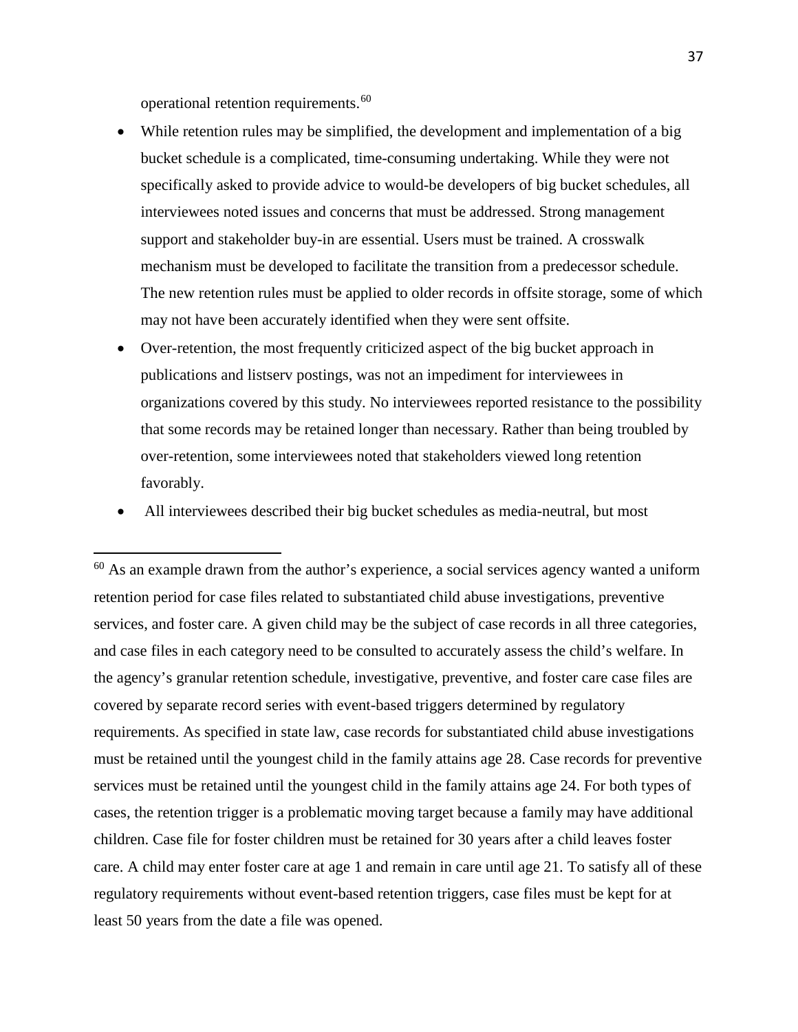operational retention requirements.[60]

- While retention rules may be simplified, the development and implementation of a big bucket schedule is a complicated, time-consuming undertaking. While they were not specifically asked to provide advice to would-be developers of big bucket schedules, all interviewees noted issues and concerns that must be addressed. Strong management support and stakeholder buy-in are essential. Users must be trained. A crosswalk mechanism must be developed to facilitate the transition from a predecessor schedule. The new retention rules must be applied to older records in offsite storage, some of which may not have been accurately identified when they were sent offsite.
- Over-retention, the most frequently criticized aspect of the big bucket approach in publications and listserv postings, was not an impediment for interviewees in organizations covered by this study. No interviewees reported resistance to the possibility that some records may be retained longer than necessary. Rather than being troubled by over-retention, some interviewees noted that stakeholders viewed long retention favorably.
- All interviewees described their big bucket schedules as media-neutral, but most

[60] As an example drawn from the author's experience, a social services agency wanted a uniform retention period for case files related to substantiated child abuse investigations, preventive services, and foster care. A given child may be the subject of case records in all three categories, and case files in each category need to be consulted to accurately assess the child's welfare. In the agency's granular retention schedule, investigative, preventive, and foster care case files are covered by separate record series with event-based triggers determined by regulatory requirements. As specified in state law, case records for substantiated child abuse investigations must be retained until the youngest child in the family attains age 28. Case records for preventive services must be retained until the youngest child in the family attains age 24. For both types of cases, the retention trigger is a problematic moving target because a family may have additional children. Case file for foster children must be retained for 30 years after a child leaves foster care. A child may enter foster care at age 1 and remain in care until age 21. To satisfy all of these regulatory requirements without event-based retention triggers, case files must be kept for at least 50 years from the date a file was opened.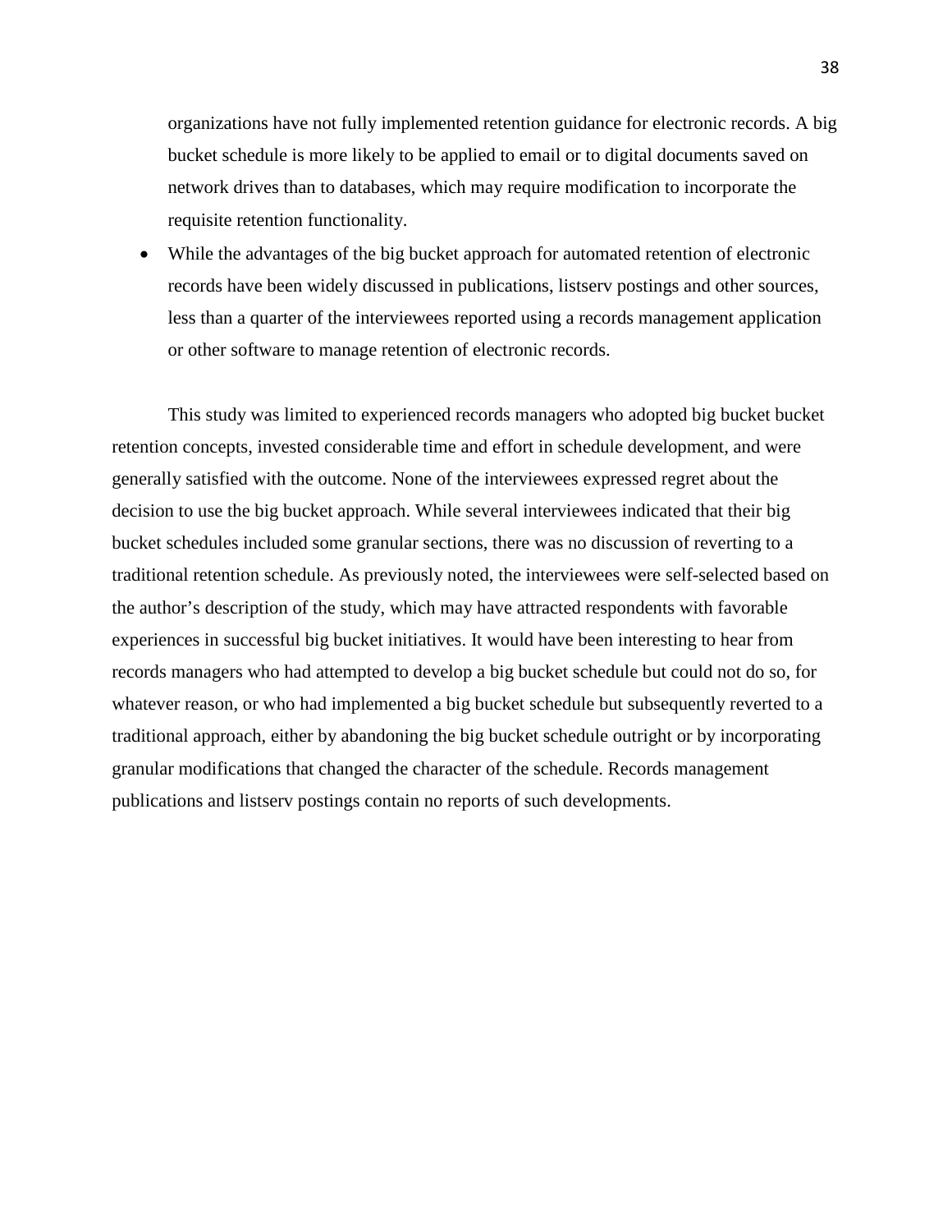organizations have not fully implemented retention guidance for electronic records. A big bucket schedule is more likely to be applied to email or to digital documents saved on network drives than to databases, which may require modification to incorporate the requisite retention functionality.

- While the advantages of the big bucket approach for automated retention of electronic records have been widely discussed in publications, listserv postings and other sources, less than a quarter of the interviewees reported using a records management application or other software to manage retention of electronic records.

This study was limited to experienced records managers who adopted big bucket bucket retention concepts, invested considerable time and effort in schedule development, and were generally satisfied with the outcome. None of the interviewees expressed regret about the decision to use the big bucket approach. While several interviewees indicated that their big bucket schedules included some granular sections, there was no discussion of reverting to a traditional retention schedule. As previously noted, the interviewees were self-selected based on the author's description of the study, which may have attracted respondents with favorable experiences in successful big bucket initiatives. It would have been interesting to hear from records managers who had attempted to develop a big bucket schedule but could not do so, for whatever reason, or who had implemented a big bucket schedule but subsequently reverted to a traditional approach, either by abandoning the big bucket schedule outright or by incorporating granular modifications that changed the character of the schedule. Records management publications and listserv postings contain no reports of such developments.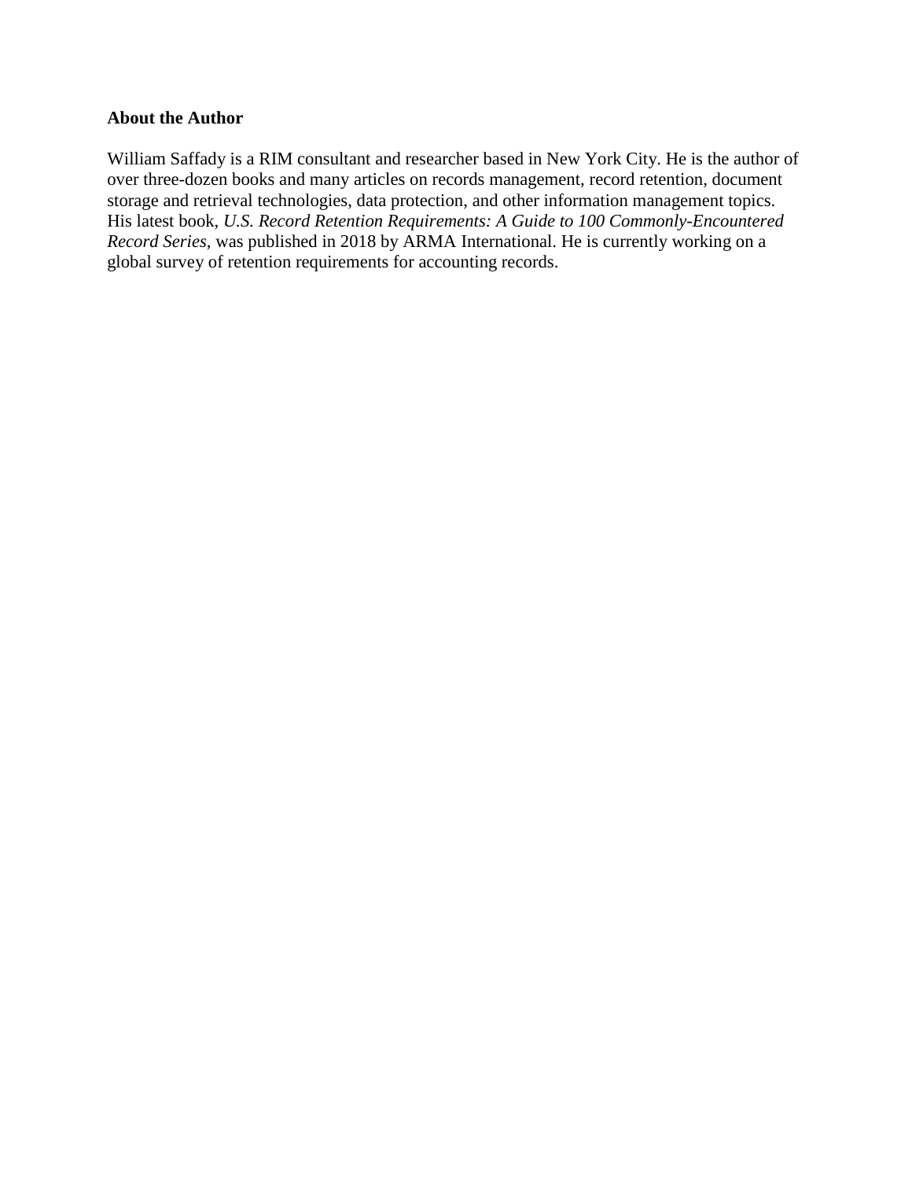**About the Author**

William Saffady is a RIM consultant and researcher based in New York City. He is the author of over three-dozen books and many articles on records management, record retention, document storage and retrieval technologies, data protection, and other information management topics. His latest book, *U.S. Record Retention Requirements: A Guide to 100 Commonly-Encountered Record Series*, was published in 2018 by ARMA International. He is currently working on a global survey of retention requirements for accounting records.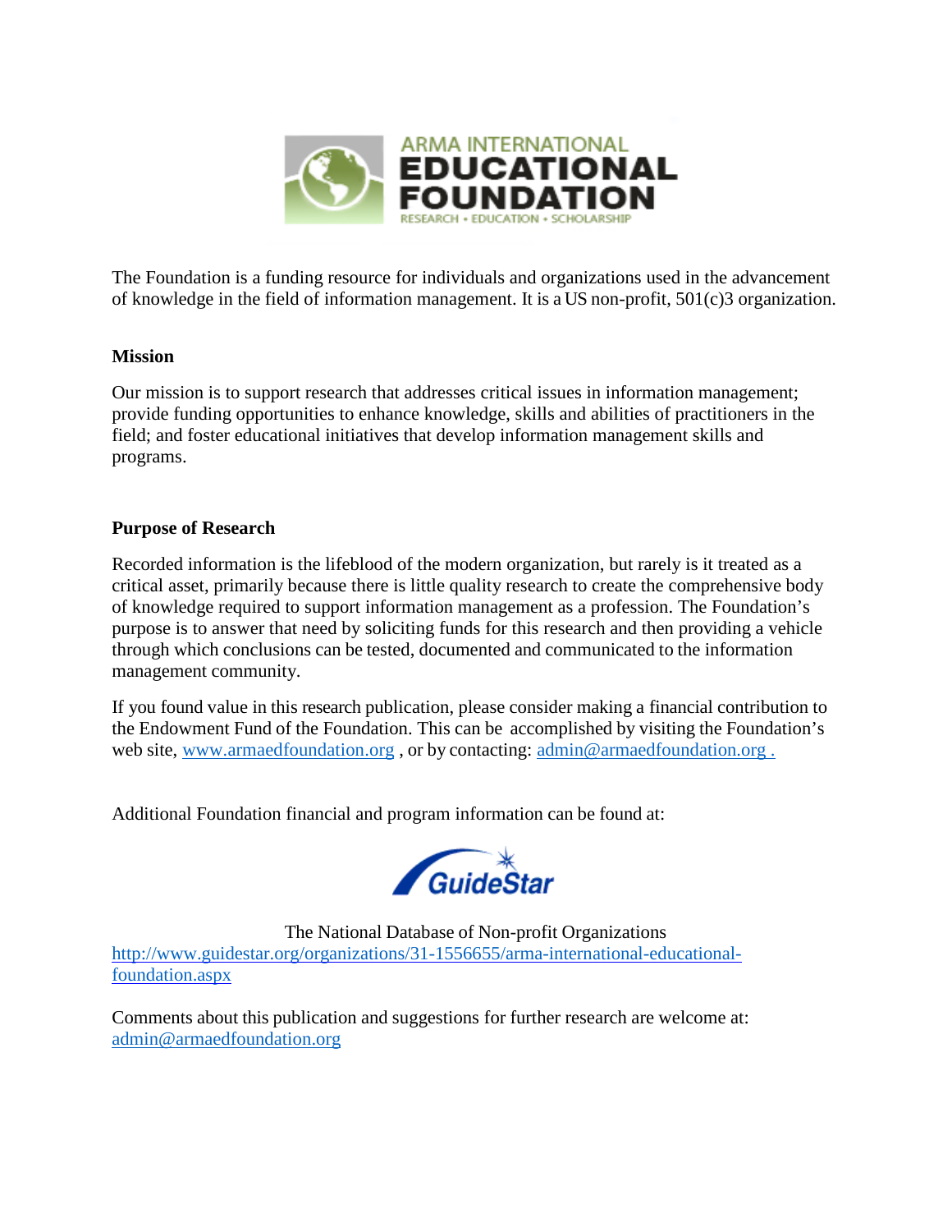ARMA INTERNATIONAL
EDUCATIONAL
FOUNDATION
RESEARCH • EDUCATION • SCHOLARSHIP

The Foundation is a funding resource for individuals and organizations used in the advancement of knowledge in the field of information management. It is a US non-profit, 501(c)3 organization.

**Mission**

Our mission is to support research that addresses critical issues in information management; provide funding opportunities to enhance knowledge, skills and abilities of practitioners in the field; and foster educational initiatives that develop information management skills and programs.

**Purpose of Research**

Recorded information is the lifeblood of the modern organization, but rarely is it treated as a critical asset, primarily because there is little quality research to create the comprehensive body of knowledge required to support information management as a profession. The Foundation's purpose is to answer that need by soliciting funds for this research and then providing a vehicle through which conclusions can be tested, documented and communicated to the information management community.

If you found value in this research publication, please consider making a financial contribution to the Endowment Fund of the Foundation. This can be accomplished by visiting the Foundation's web site, www.armaedfoundation.org , or by contacting: admin@armaedfoundation.org .

Additional Foundation financial and program information can be found at:

GuideStar

The National Database of Non-profit Organizations
http://www.guidestar.org/organizations/31-1556655/arma-international-educational-foundation.aspx

Comments about this publication and suggestions for further research are welcome at:
admin@armaedfoundation.org